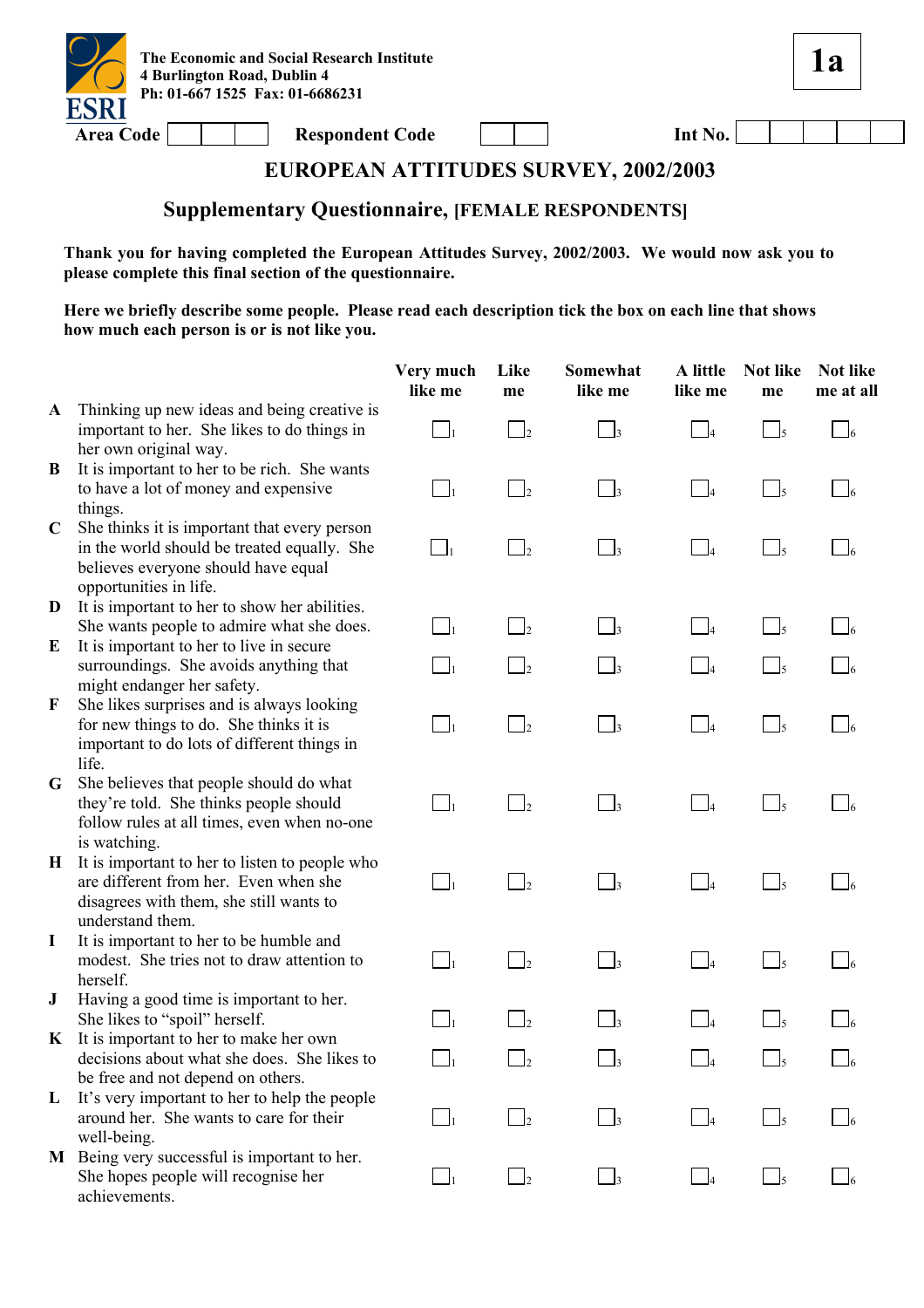**The Economic and Social Research Institute**
**4 Burlington Road, Dublin 4**
**Ph: 01-667 1525 Fax: 01-6686231**

**1a**

**Area Code** ☐☐☐ **Respondent Code** ☐☐ **Int No.** ☐☐☐☐☐

# EUROPEAN ATTITUDES SURVEY, 2002/2003

## Supplementary Questionnaire, [FEMALE RESPONDENTS]

**Thank you for having completed the European Attitudes Survey, 2002/2003. We would now ask you to please complete this final section of the questionnaire.**

**Here we briefly describe some people. Please read each description tick the box on each line that shows how much each person is or is not like you.**

| | | Very much like me | Like me | Somewhat like me | A little like me | Not like me | Not like me at all |
|---|---|---|---|---|---|---|---|
| **A** | Thinking up new ideas and being creative is important to her. She likes to do things in her own original way. | ☐1 | ☐2 | ☐3 | ☐4 | ☐5 | ☐6 |
| **B** | It is important to her to be rich. She wants to have a lot of money and expensive things. | ☐1 | ☐2 | ☐3 | ☐4 | ☐5 | ☐6 |
| **C** | She thinks it is important that every person in the world should be treated equally. She believes everyone should have equal opportunities in life. | ☐1 | ☐2 | ☐3 | ☐4 | ☐5 | ☐6 |
| **D** | It is important to her to show her abilities. She wants people to admire what she does. | ☐1 | ☐2 | ☐3 | ☐4 | ☐5 | ☐6 |
| **E** | It is important to her to live in secure surroundings. She avoids anything that might endanger her safety. | ☐1 | ☐2 | ☐3 | ☐4 | ☐5 | ☐6 |
| **F** | She likes surprises and is always looking for new things to do. She thinks it is important to do lots of different things in life. | ☐1 | ☐2 | ☐3 | ☐4 | ☐5 | ☐6 |
| **G** | She believes that people should do what they're told. She thinks people should follow rules at all times, even when no-one is watching. | ☐1 | ☐2 | ☐3 | ☐4 | ☐5 | ☐6 |
| **H** | It is important to her to listen to people who are different from her. Even when she disagrees with them, she still wants to understand them. | ☐1 | ☐2 | ☐3 | ☐4 | ☐5 | ☐6 |
| **I** | It is important to her to be humble and modest. She tries not to draw attention to herself. | ☐1 | ☐2 | ☐3 | ☐4 | ☐5 | ☐6 |
| **J** | Having a good time is important to her. She likes to "spoil" herself. | ☐1 | ☐2 | ☐3 | ☐4 | ☐5 | ☐6 |
| **K** | It is important to her to make her own decisions about what she does. She likes to be free and not depend on others. | ☐1 | ☐2 | ☐3 | ☐4 | ☐5 | ☐6 |
| **L** | It's very important to her to help the people around her. She wants to care for their well-being. | ☐1 | ☐2 | ☐3 | ☐4 | ☐5 | ☐6 |
| **M** | Being very successful is important to her. She hopes people will recognise her achievements. | ☐1 | ☐2 | ☐3 | ☐4 | ☐5 | ☐6 |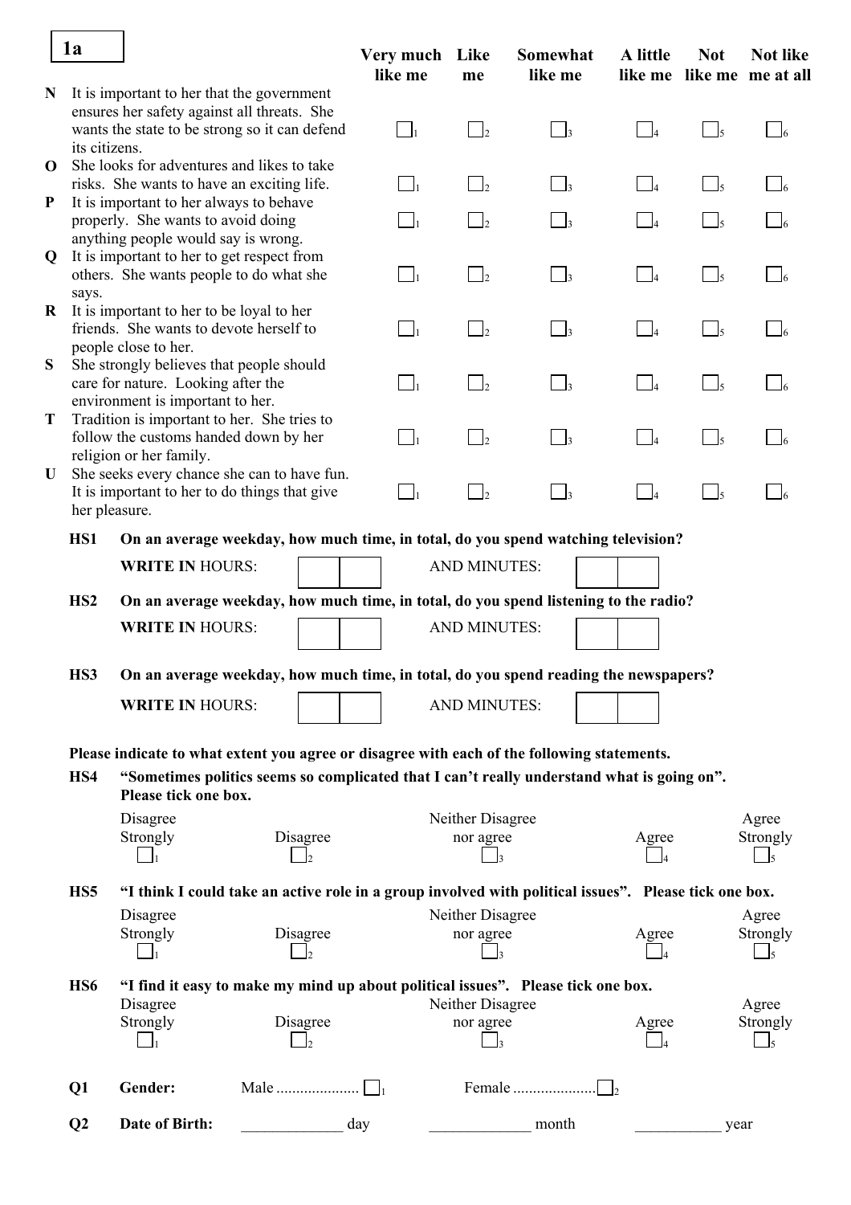**1a**

| | | Very much like me | Like me | Somewhat like me | A little like me | Not like me | Not like me at all |
|---|---|---|---|---|---|---|---|
| **N** | It is important to her that the government ensures her safety against all threats. She wants the state to be strong so it can defend its citizens. | ☐1 | ☐2 | ☐3 | ☐4 | ☐5 | ☐6 |
| **O** | She looks for adventures and likes to take risks. She wants to have an exciting life. | ☐1 | ☐2 | ☐3 | ☐4 | ☐5 | ☐6 |
| **P** | It is important to her always to behave properly. She wants to avoid doing anything people would say is wrong. | ☐1 | ☐2 | ☐3 | ☐4 | ☐5 | ☐6 |
| **Q** | It is important to her to get respect from others. She wants people to do what she says. | ☐1 | ☐2 | ☐3 | ☐4 | ☐5 | ☐6 |
| **R** | It is important to her to be loyal to her friends. She wants to devote herself to people close to her. | ☐1 | ☐2 | ☐3 | ☐4 | ☐5 | ☐6 |
| **S** | She strongly believes that people should care for nature. Looking after the environment is important to her. | ☐1 | ☐2 | ☐3 | ☐4 | ☐5 | ☐6 |
| **T** | Tradition is important to her. She tries to follow the customs handed down by her religion or her family. | ☐1 | ☐2 | ☐3 | ☐4 | ☐5 | ☐6 |
| **U** | She seeks every chance she can to have fun. It is important to her to do things that give her pleasure. | ☐1 | ☐2 | ☐3 | ☐4 | ☐5 | ☐6 |

**HS1** **On an average weekday, how much time, in total, do you spend watching television?**

**WRITE IN** HOURS: ☐☐ AND MINUTES: ☐☐

**HS2** **On an average weekday, how much time, in total, do you spend listening to the radio?**

**WRITE IN** HOURS: ☐☐ AND MINUTES: ☐☐

**HS3** **On an average weekday, how much time, in total, do you spend reading the newspapers?**

**WRITE IN** HOURS: ☐☐ AND MINUTES: ☐☐

**Please indicate to what extent you agree or disagree with each of the following statements.**

**HS4** **"Sometimes politics seems so complicated that I can't really understand what is going on". Please tick one box.**

| Disagree Strongly | Disagree | Neither Disagree nor agree | Agree | Agree Strongly |
|---|---|---|---|---|
| ☐1 | ☐2 | ☐3 | ☐4 | ☐5 |

**HS5** **"I think I could take an active role in a group involved with political issues". Please tick one box.**

| Disagree Strongly | Disagree | Neither Disagree nor agree | Agree | Agree Strongly |
|---|---|---|---|---|
| ☐1 | ☐2 | ☐3 | ☐4 | ☐5 |

**HS6** **"I find it easy to make my mind up about political issues". Please tick one box.**

| Disagree Strongly | Disagree | Neither Disagree nor agree | Agree | Agree Strongly |
|---|---|---|---|---|
| ☐1 | ☐2 | ☐3 | ☐4 | ☐5 |

**Q1** **Gender:** Male .................... ☐1 Female .................... ☐2

**Q2** **Date of Birth:** _____________ day _____________ month ___________ year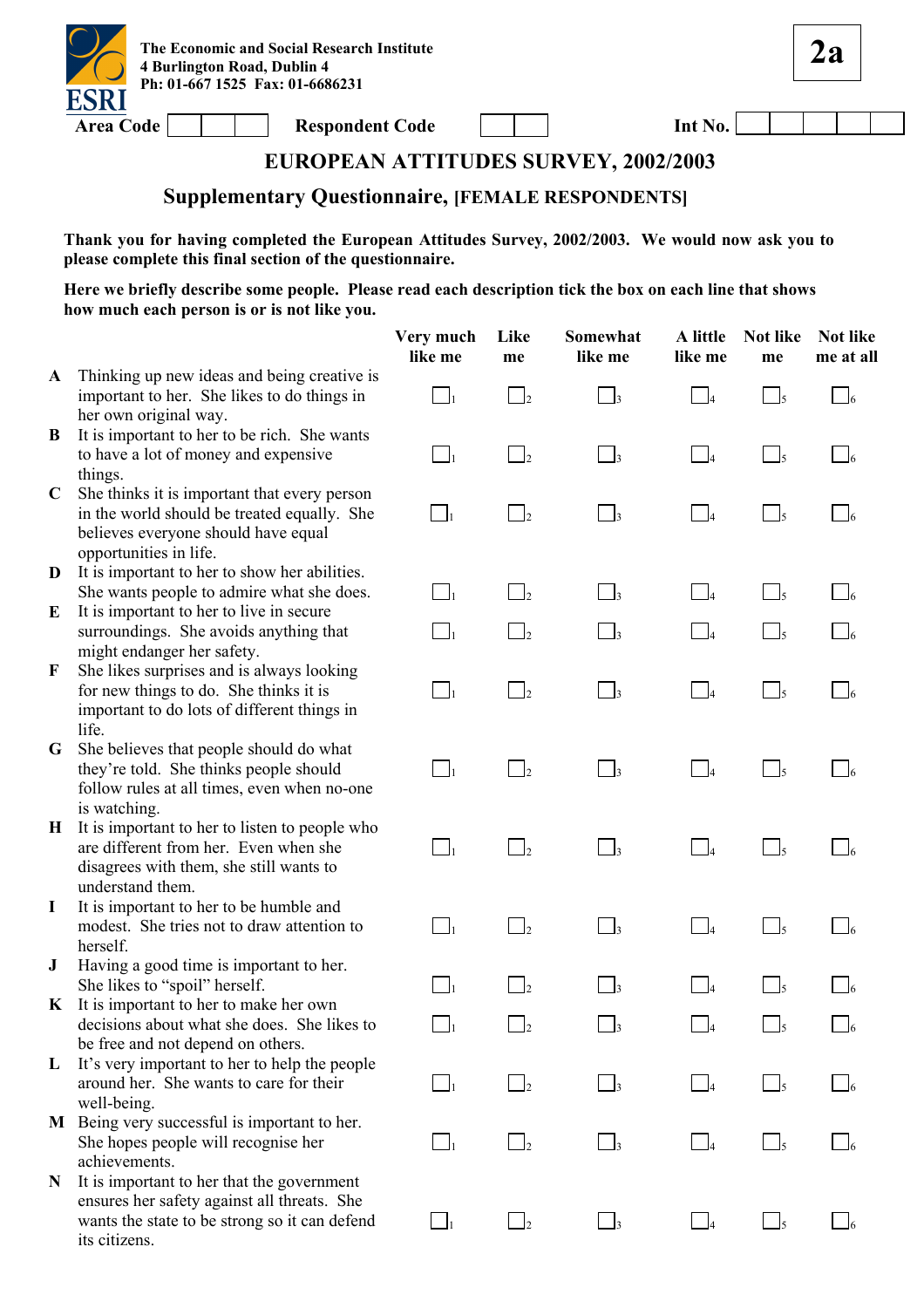The Economic and Social Research Institute
4 Burlington Road, Dublin 4
Ph: 01-667 1525 Fax: 01-6686231

ESRI

**2a**

Area Code | | | | Respondent Code | | | Int No. | | | | | |

# EUROPEAN ATTITUDES SURVEY, 2002/2003

## Supplementary Questionnaire, [FEMALE RESPONDENTS]

**Thank you for having completed the European Attitudes Survey, 2002/2003. We would now ask you to please complete this final section of the questionnaire.**

**Here we briefly describe some people. Please read each description tick the box on each line that shows how much each person is or is not like you.**

| | | Very much like me | Like me | Somewhat like me | A little like me | Not like me | Not like me at all |
|---|---|---|---|---|---|---|---|
| **A** | Thinking up new ideas and being creative is important to her. She likes to do things in her own original way. | ☐1 | ☐2 | ☐3 | ☐4 | ☐5 | ☐6 |
| **B** | It is important to her to be rich. She wants to have a lot of money and expensive things. | ☐1 | ☐2 | ☐3 | ☐4 | ☐5 | ☐6 |
| **C** | She thinks it is important that every person in the world should be treated equally. She believes everyone should have equal opportunities in life. | ☐1 | ☐2 | ☐3 | ☐4 | ☐5 | ☐6 |
| **D** | It is important to her to show her abilities. She wants people to admire what she does. | ☐1 | ☐2 | ☐3 | ☐4 | ☐5 | ☐6 |
| **E** | It is important to her to live in secure surroundings. She avoids anything that might endanger her safety. | ☐1 | ☐2 | ☐3 | ☐4 | ☐5 | ☐6 |
| **F** | She likes surprises and is always looking for new things to do. She thinks it is important to do lots of different things in life. | ☐1 | ☐2 | ☐3 | ☐4 | ☐5 | ☐6 |
| **G** | She believes that people should do what they're told. She thinks people should follow rules at all times, even when no-one is watching. | ☐1 | ☐2 | ☐3 | ☐4 | ☐5 | ☐6 |
| **H** | It is important to her to listen to people who are different from her. Even when she disagrees with them, she still wants to understand them. | ☐1 | ☐2 | ☐3 | ☐4 | ☐5 | ☐6 |
| **I** | It is important to her to be humble and modest. She tries not to draw attention to herself. | ☐1 | ☐2 | ☐3 | ☐4 | ☐5 | ☐6 |
| **J** | Having a good time is important to her. She likes to "spoil" herself. | ☐1 | ☐2 | ☐3 | ☐4 | ☐5 | ☐6 |
| **K** | It is important to her to make her own decisions about what she does. She likes to be free and not depend on others. | ☐1 | ☐2 | ☐3 | ☐4 | ☐5 | ☐6 |
| **L** | It's very important to her to help the people around her. She wants to care for their well-being. | ☐1 | ☐2 | ☐3 | ☐4 | ☐5 | ☐6 |
| **M** | Being very successful is important to her. She hopes people will recognise her achievements. | ☐1 | ☐2 | ☐3 | ☐4 | ☐5 | ☐6 |
| **N** | It is important to her that the government ensures her safety against all threats. She wants the state to be strong so it can defend its citizens. | ☐1 | ☐2 | ☐3 | ☐4 | ☐5 | ☐6 |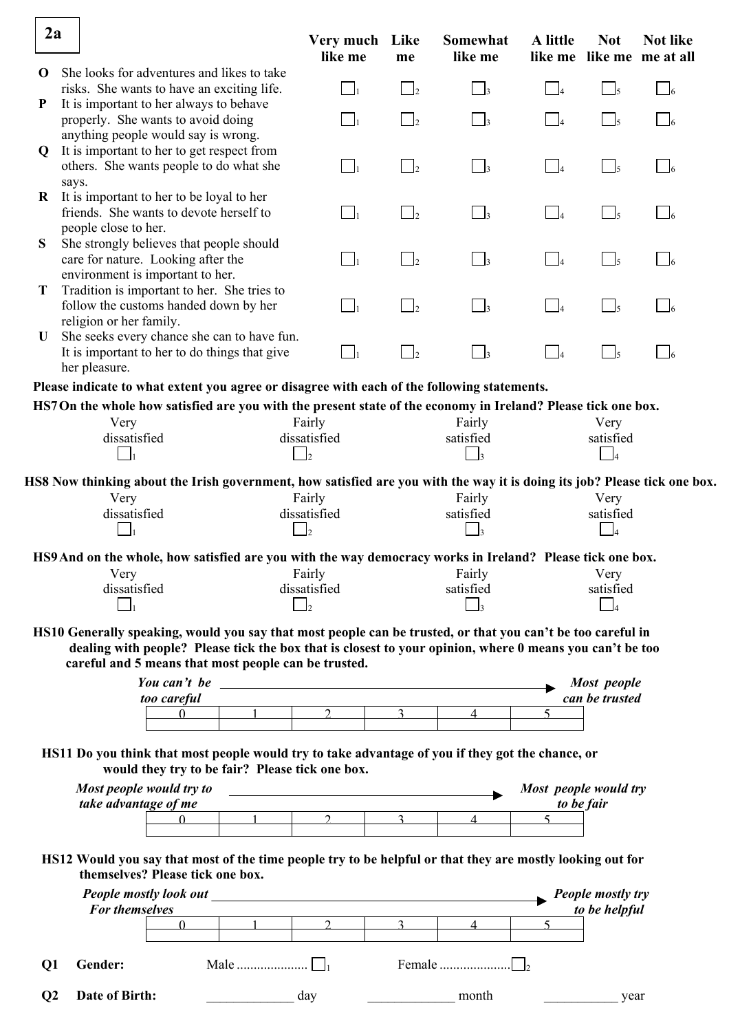**2a**

| | | Very much like me | Like me | Somewhat like me | A little like me | Not like me | Not like me at all |
|---|---|---|---|---|---|---|---|
| **O** | She looks for adventures and likes to take risks. She wants to have an exciting life. | ☐1 | ☐2 | ☐3 | ☐4 | ☐5 | ☐6 |
| **P** | It is important to her always to behave properly. She wants to avoid doing anything people would say is wrong. | ☐1 | ☐2 | ☐3 | ☐4 | ☐5 | ☐6 |
| **Q** | It is important to her to get respect from others. She wants people to do what she says. | ☐1 | ☐2 | ☐3 | ☐4 | ☐5 | ☐6 |
| **R** | It is important to her to be loyal to her friends. She wants to devote herself to people close to her. | ☐1 | ☐2 | ☐3 | ☐4 | ☐5 | ☐6 |
| **S** | She strongly believes that people should care for nature. Looking after the environment is important to her. | ☐1 | ☐2 | ☐3 | ☐4 | ☐5 | ☐6 |
| **T** | Tradition is important to her. She tries to follow the customs handed down by her religion or her family. | ☐1 | ☐2 | ☐3 | ☐4 | ☐5 | ☐6 |
| **U** | She seeks every chance she can to have fun. It is important to her to do things that give her pleasure. | ☐1 | ☐2 | ☐3 | ☐4 | ☐5 | ☐6 |

**Please indicate to what extent you agree or disagree with each of the following statements.**

**HS7 On the whole how satisfied are you with the present state of the economy in Ireland? Please tick one box.**

| Very dissatisfied | Fairly dissatisfied | Fairly satisfied | Very satisfied |
|---|---|---|---|
| ☐1 | ☐2 | ☐3 | ☐4 |

**HS8 Now thinking about the Irish government, how satisfied are you with the way it is doing its job? Please tick one box.**

| Very dissatisfied | Fairly dissatisfied | Fairly satisfied | Very satisfied |
|---|---|---|---|
| ☐1 | ☐2 | ☐3 | ☐4 |

**HS9 And on the whole, how satisfied are you with the way democracy works in Ireland? Please tick one box.**

| Very dissatisfied | Fairly dissatisfied | Fairly satisfied | Very satisfied |
|---|---|---|---|
| ☐1 | ☐2 | ☐3 | ☐4 |

**HS10 Generally speaking, would you say that most people can be trusted, or that you can't be too careful in dealing with people? Please tick the box that is closest to your opinion, where 0 means you can't be too careful and 5 means that most people can be trusted.**

*You can't be too careful* → *Most people can be trusted*

| 0 | 1 | 2 | 3 | 4 | 5 |
|---|---|---|---|---|---|
| | | | | | |

**HS11 Do you think that most people would try to take advantage of you if they got the chance, or would they try to be fair? Please tick one box.**

*Most people would try to take advantage of me* → *Most people would try to be fair*

| 0 | 1 | 2 | 3 | 4 | 5 |
|---|---|---|---|---|---|
| | | | | | |

**HS12 Would you say that most of the time people try to be helpful or that they are mostly looking out for themselves? Please tick one box.**

*People mostly look out For themselves* → *People mostly try to be helpful*

| 0 | 1 | 2 | 3 | 4 | 5 |
|---|---|---|---|---|---|
| | | | | | |

**Q1 Gender:** Male .................... ☐1 Female .................... ☐2

**Q2 Date of Birth:** _____________ day _____________ month ___________ year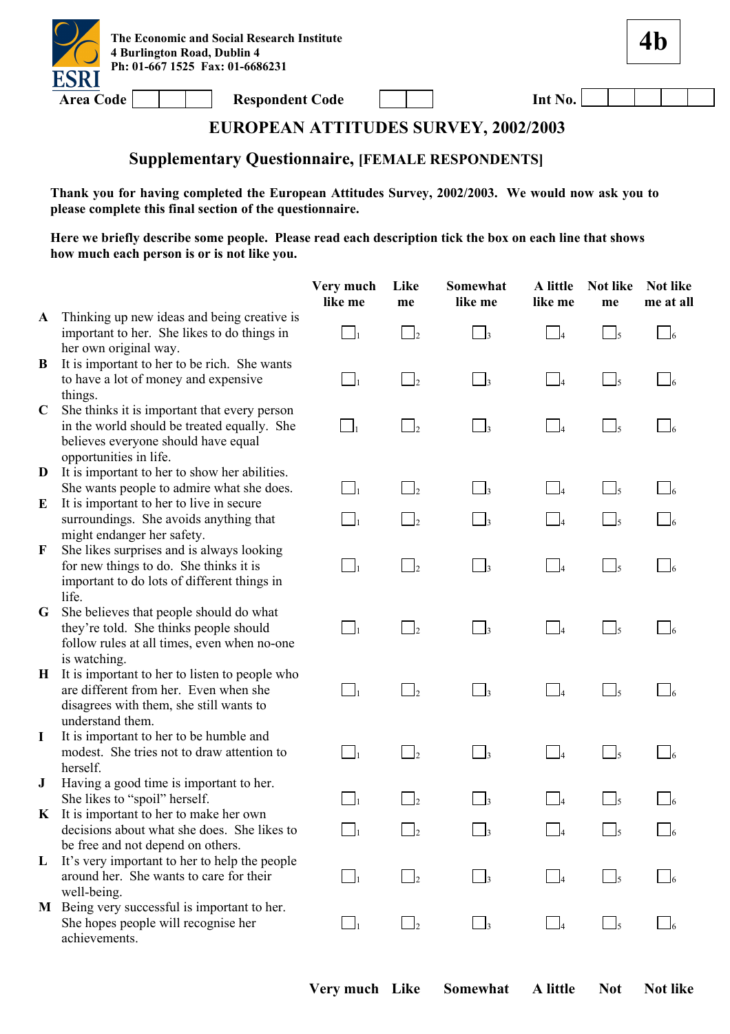The Economic and Social Research Institute
4 Burlington Road, Dublin 4
Ph: 01-667 1525 Fax: 01-6686231

**4b**

ESRI

Area Code ☐☐☐ Respondent Code ☐☐ Int No. ☐☐☐☐☐

# EUROPEAN ATTITUDES SURVEY, 2002/2003

## Supplementary Questionnaire, [FEMALE RESPONDENTS]

**Thank you for having completed the European Attitudes Survey, 2002/2003. We would now ask you to please complete this final section of the questionnaire.**

**Here we briefly describe some people. Please read each description tick the box on each line that shows how much each person is or is not like you.**

| | | Very much like me | Like me | Somewhat like me | A little like me | Not like me | Not like me at all |
|---|---|---|---|---|---|---|---|
| **A** | Thinking up new ideas and being creative is important to her. She likes to do things in her own original way. | ☐1 | ☐2 | ☐3 | ☐4 | ☐5 | ☐6 |
| **B** | It is important to her to be rich. She wants to have a lot of money and expensive things. | ☐1 | ☐2 | ☐3 | ☐4 | ☐5 | ☐6 |
| **C** | She thinks it is important that every person in the world should be treated equally. She believes everyone should have equal opportunities in life. | ☐1 | ☐2 | ☐3 | ☐4 | ☐5 | ☐6 |
| **D** | It is important to her to show her abilities. She wants people to admire what she does. | ☐1 | ☐2 | ☐3 | ☐4 | ☐5 | ☐6 |
| **E** | It is important to her to live in secure surroundings. She avoids anything that might endanger her safety. | ☐1 | ☐2 | ☐3 | ☐4 | ☐5 | ☐6 |
| **F** | She likes surprises and is always looking for new things to do. She thinks it is important to do lots of different things in life. | ☐1 | ☐2 | ☐3 | ☐4 | ☐5 | ☐6 |
| **G** | She believes that people should do what they're told. She thinks people should follow rules at all times, even when no-one is watching. | ☐1 | ☐2 | ☐3 | ☐4 | ☐5 | ☐6 |
| **H** | It is important to her to listen to people who are different from her. Even when she disagrees with them, she still wants to understand them. | ☐1 | ☐2 | ☐3 | ☐4 | ☐5 | ☐6 |
| **I** | It is important to her to be humble and modest. She tries not to draw attention to herself. | ☐1 | ☐2 | ☐3 | ☐4 | ☐5 | ☐6 |
| **J** | Having a good time is important to her. She likes to "spoil" herself. | ☐1 | ☐2 | ☐3 | ☐4 | ☐5 | ☐6 |
| **K** | It is important to her to make her own decisions about what she does. She likes to be free and not depend on others. | ☐1 | ☐2 | ☐3 | ☐4 | ☐5 | ☐6 |
| **L** | It's very important to her to help the people around her. She wants to care for their well-being. | ☐1 | ☐2 | ☐3 | ☐4 | ☐5 | ☐6 |
| **M** | Being very successful is important to her. She hopes people will recognise her achievements. | ☐1 | ☐2 | ☐3 | ☐4 | ☐5 | ☐6 |

**Very much  Like  Somewhat  A little  Not  Not like**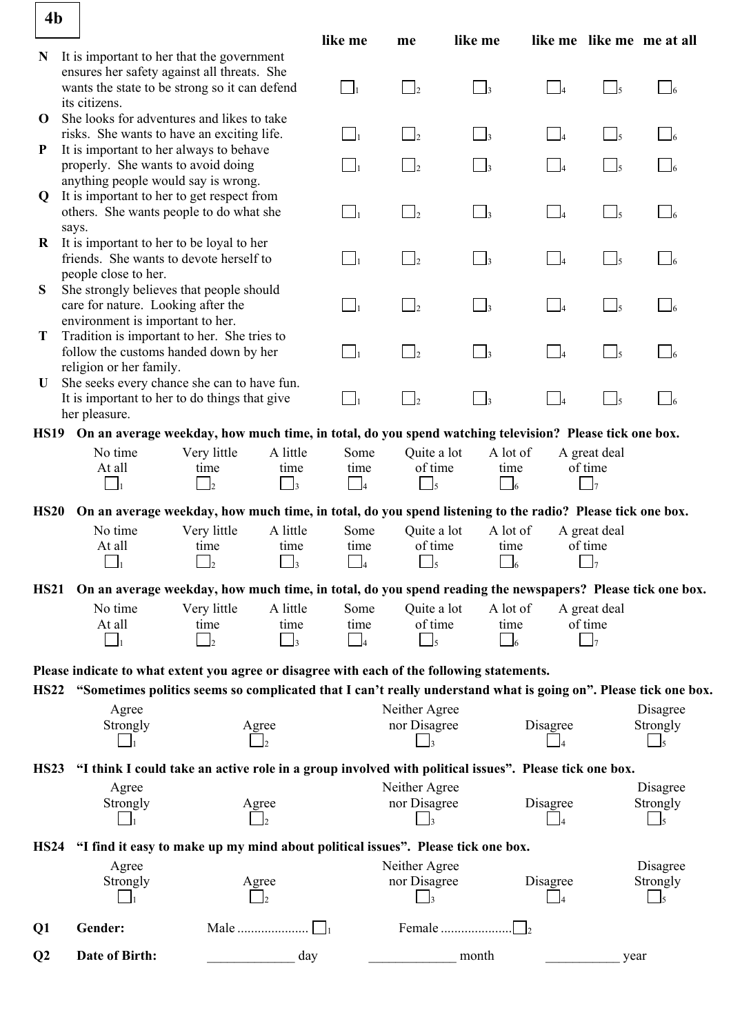**4b**

| | | like me | me | like me | like me | like me | me at all |
|---|---|---|---|---|---|---|---|
| **N** | It is important to her that the government ensures her safety against all threats. She wants the state to be strong so it can defend its citizens. | ☐1 | ☐2 | ☐3 | ☐4 | ☐5 | ☐6 |
| **O** | She looks for adventures and likes to take risks. She wants to have an exciting life. | ☐1 | ☐2 | ☐3 | ☐4 | ☐5 | ☐6 |
| **P** | It is important to her always to behave properly. She wants to avoid doing anything people would say is wrong. | ☐1 | ☐2 | ☐3 | ☐4 | ☐5 | ☐6 |
| **Q** | It is important to her to get respect from others. She wants people to do what she says. | ☐1 | ☐2 | ☐3 | ☐4 | ☐5 | ☐6 |
| **R** | It is important to her to be loyal to her friends. She wants to devote herself to people close to her. | ☐1 | ☐2 | ☐3 | ☐4 | ☐5 | ☐6 |
| **S** | She strongly believes that people should care for nature. Looking after the environment is important to her. | ☐1 | ☐2 | ☐3 | ☐4 | ☐5 | ☐6 |
| **T** | Tradition is important to her. She tries to follow the customs handed down by her religion or her family. | ☐1 | ☐2 | ☐3 | ☐4 | ☐5 | ☐6 |
| **U** | She seeks every chance she can to have fun. It is important to her to do things that give her pleasure. | ☐1 | ☐2 | ☐3 | ☐4 | ☐5 | ☐6 |

**HS19 On an average weekday, how much time, in total, do you spend watching television? Please tick one box.**

| No time At all | Very little time | A little time | Some time | Quite a lot of time | A lot of time | A great deal of time |
|---|---|---|---|---|---|---|
| ☐1 | ☐2 | ☐3 | ☐4 | ☐5 | ☐6 | ☐7 |

**HS20 On an average weekday, how much time, in total, do you spend listening to the radio? Please tick one box.**

| No time At all | Very little time | A little time | Some time | Quite a lot of time | A lot of time | A great deal of time |
|---|---|---|---|---|---|---|
| ☐1 | ☐2 | ☐3 | ☐4 | ☐5 | ☐6 | ☐7 |

**HS21 On an average weekday, how much time, in total, do you spend reading the newspapers? Please tick one box.**

| No time At all | Very little time | A little time | Some time | Quite a lot of time | A lot of time | A great deal of time |
|---|---|---|---|---|---|---|
| ☐1 | ☐2 | ☐3 | ☐4 | ☐5 | ☐6 | ☐7 |

**Please indicate to what extent you agree or disagree with each of the following statements.**

**HS22 "Sometimes politics seems so complicated that I can't really understand what is going on". Please tick one box.**

| Agree Strongly | Agree | Neither Agree nor Disagree | Disagree | Disagree Strongly |
|---|---|---|---|---|
| ☐1 | ☐2 | ☐3 | ☐4 | ☐5 |

**HS23 "I think I could take an active role in a group involved with political issues". Please tick one box.**

| Agree Strongly | Agree | Neither Agree nor Disagree | Disagree | Disagree Strongly |
|---|---|---|---|---|
| ☐1 | ☐2 | ☐3 | ☐4 | ☐5 |

**HS24 "I find it easy to make up my mind about political issues". Please tick one box.**

| Agree Strongly | Agree | Neither Agree nor Disagree | Disagree | Disagree Strongly |
|---|---|---|---|---|
| ☐1 | ☐2 | ☐3 | ☐4 | ☐5 |

**Q1 Gender:** Male .................... ☐1 Female .................... ☐2

**Q2 Date of Birth:** _____________ day _____________ month ___________ year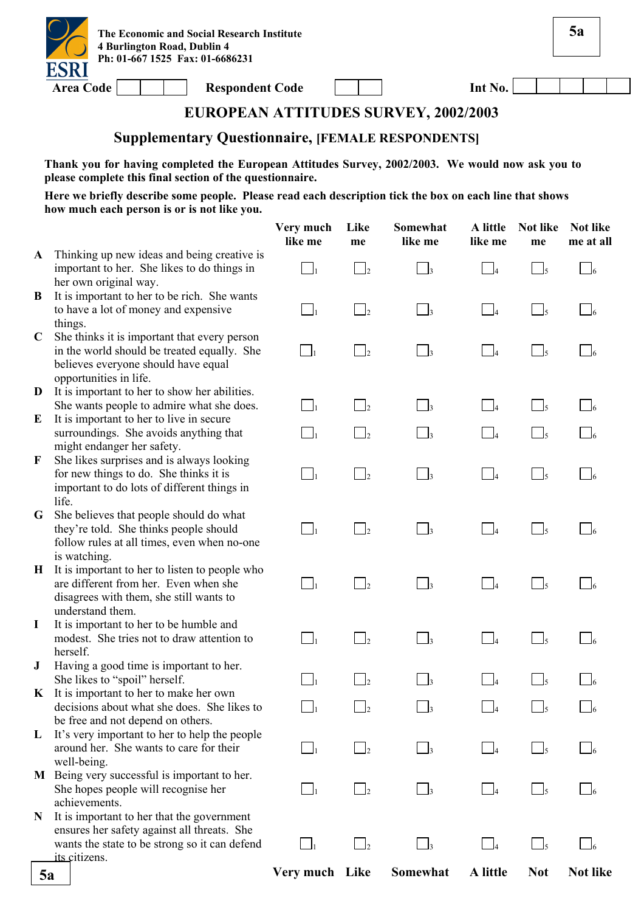The Economic and Social Research Institute
4 Burlington Road, Dublin 4
Ph: 01-667 1525 Fax: 01-6686231

ESRI

5a

Area Code | | | | Respondent Code | | | Int No. | | | | | |

# EUROPEAN ATTITUDES SURVEY, 2002/2003

## Supplementary Questionnaire, [FEMALE RESPONDENTS]

**Thank you for having completed the European Attitudes Survey, 2002/2003. We would now ask you to please complete this final section of the questionnaire.**

**Here we briefly describe some people. Please read each description tick the box on each line that shows how much each person is or is not like you.**

| | | Very much like me | Like me | Somewhat like me | A little like me | Not like me | Not like me at all |
|---|---|---|---|---|---|---|---|
| A | Thinking up new ideas and being creative is important to her. She likes to do things in her own original way. | ☐1 | ☐2 | ☐3 | ☐4 | ☐5 | ☐6 |
| B | It is important to her to be rich. She wants to have a lot of money and expensive things. | ☐1 | ☐2 | ☐3 | ☐4 | ☐5 | ☐6 |
| C | She thinks it is important that every person in the world should be treated equally. She believes everyone should have equal opportunities in life. | ☐1 | ☐2 | ☐3 | ☐4 | ☐5 | ☐6 |
| D | It is important to her to show her abilities. She wants people to admire what she does. | ☐1 | ☐2 | ☐3 | ☐4 | ☐5 | ☐6 |
| E | It is important to her to live in secure surroundings. She avoids anything that might endanger her safety. | ☐1 | ☐2 | ☐3 | ☐4 | ☐5 | ☐6 |
| F | She likes surprises and is always looking for new things to do. She thinks it is important to do lots of different things in life. | ☐1 | ☐2 | ☐3 | ☐4 | ☐5 | ☐6 |
| G | She believes that people should do what they're told. She thinks people should follow rules at all times, even when no-one is watching. | ☐1 | ☐2 | ☐3 | ☐4 | ☐5 | ☐6 |
| H | It is important to her to listen to people who are different from her. Even when she disagrees with them, she still wants to understand them. | ☐1 | ☐2 | ☐3 | ☐4 | ☐5 | ☐6 |
| I | It is important to her to be humble and modest. She tries not to draw attention to herself. | ☐1 | ☐2 | ☐3 | ☐4 | ☐5 | ☐6 |
| J | Having a good time is important to her. She likes to "spoil" herself. | ☐1 | ☐2 | ☐3 | ☐4 | ☐5 | ☐6 |
| K | It is important to her to make her own decisions about what she does. She likes to be free and not depend on others. | ☐1 | ☐2 | ☐3 | ☐4 | ☐5 | ☐6 |
| L | It's very important to her to help the people around her. She wants to care for their well-being. | ☐1 | ☐2 | ☐3 | ☐4 | ☐5 | ☐6 |
| M | Being very successful is important to her. She hopes people will recognise her achievements. | ☐1 | ☐2 | ☐3 | ☐4 | ☐5 | ☐6 |
| N | It is important to her that the government ensures her safety against all threats. She wants the state to be strong so it can defend its citizens. | ☐1 | ☐2 | ☐3 | ☐4 | ☐5 | ☐6 |
| | | Very much | Like | Somewhat | A little | Not | Not like |

5a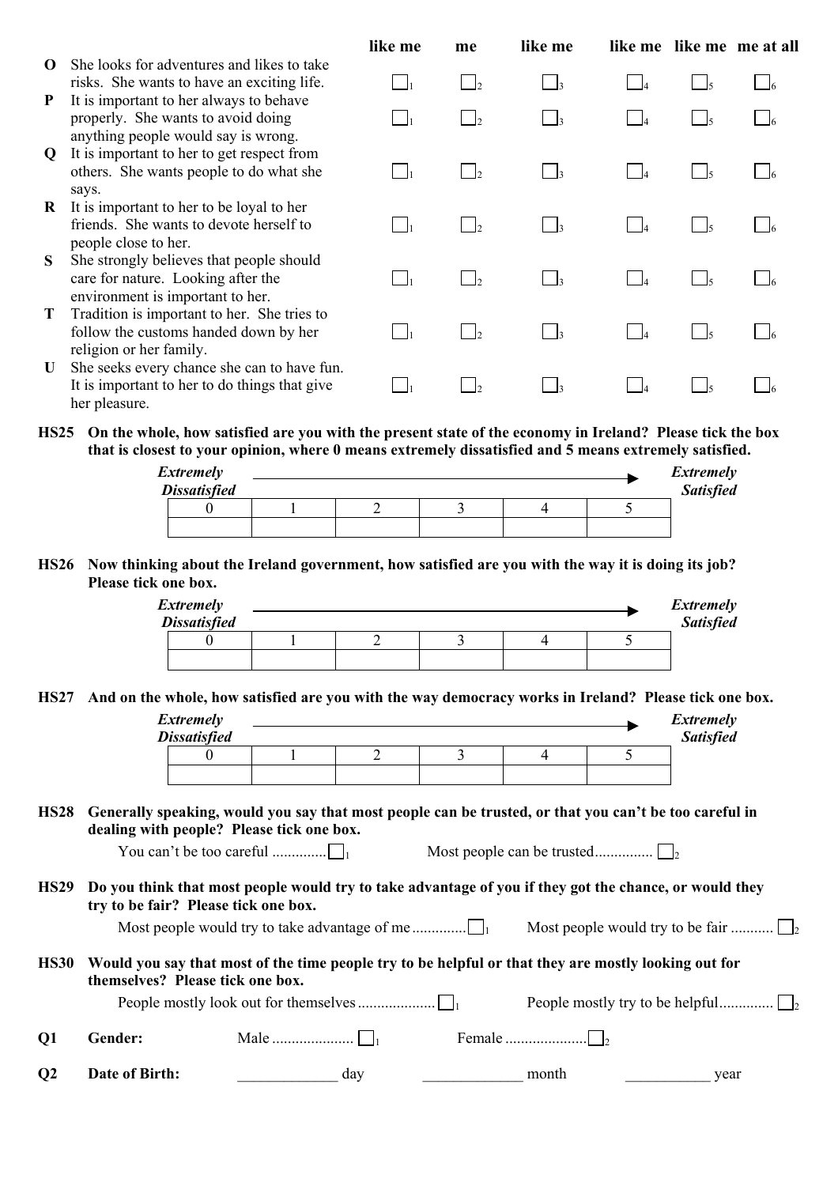|   | | like me | me | like me | like me | like me | me at all |
|---|---|---|---|---|---|---|---|
| **O** | She looks for adventures and likes to take risks. She wants to have an exciting life. | ☐1 | ☐2 | ☐3 | ☐4 | ☐5 | ☐6 |
| **P** | It is important to her always to behave properly. She wants to avoid doing anything people would say is wrong. | ☐1 | ☐2 | ☐3 | ☐4 | ☐5 | ☐6 |
| **Q** | It is important to her to get respect from others. She wants people to do what she says. | ☐1 | ☐2 | ☐3 | ☐4 | ☐5 | ☐6 |
| **R** | It is important to her to be loyal to her friends. She wants to devote herself to people close to her. | ☐1 | ☐2 | ☐3 | ☐4 | ☐5 | ☐6 |
| **S** | She strongly believes that people should care for nature. Looking after the environment is important to her. | ☐1 | ☐2 | ☐3 | ☐4 | ☐5 | ☐6 |
| **T** | Tradition is important to her. She tries to follow the customs handed down by her religion or her family. | ☐1 | ☐2 | ☐3 | ☐4 | ☐5 | ☐6 |
| **U** | She seeks every chance she can to have fun. It is important to her to do things that give her pleasure. | ☐1 | ☐2 | ☐3 | ☐4 | ☐5 | ☐6 |

**HS25 On the whole, how satisfied are you with the present state of the economy in Ireland? Please tick the box that is closest to your opinion, where 0 means extremely dissatisfied and 5 means extremely satisfied.**

*Extremely Dissatisfied* → *Extremely Satisfied*

| 0 | 1 | 2 | 3 | 4 | 5 |
|---|---|---|---|---|---|
|   |   |   |   |   |   |

**HS26 Now thinking about the Ireland government, how satisfied are you with the way it is doing its job? Please tick one box.**

*Extremely Dissatisfied* → *Extremely Satisfied*

| 0 | 1 | 2 | 3 | 4 | 5 |
|---|---|---|---|---|---|
|   |   |   |   |   |   |

**HS27 And on the whole, how satisfied are you with the way democracy works in Ireland? Please tick one box.**

*Extremely Dissatisfied* → *Extremely Satisfied*

| 0 | 1 | 2 | 3 | 4 | 5 |
|---|---|---|---|---|---|
|   |   |   |   |   |   |

**HS28 Generally speaking, would you say that most people can be trusted, or that you can't be too careful in dealing with people? Please tick one box.**

You can't be too careful .............. ☐1 Most people can be trusted............... ☐2

**HS29 Do you think that most people would try to take advantage of you if they got the chance, or would they try to be fair? Please tick one box.**

Most people would try to take advantage of me.............. ☐1 Most people would try to be fair ........... ☐2

**HS30 Would you say that most of the time people try to be helpful or that they are mostly looking out for themselves? Please tick one box.**

People mostly look out for themselves.................... ☐1 People mostly try to be helpful.............. ☐2

**Q1 Gender:** Male ..................... ☐1 Female ..................... ☐2

**Q2 Date of Birth:** _____________ day _____________ month ___________ year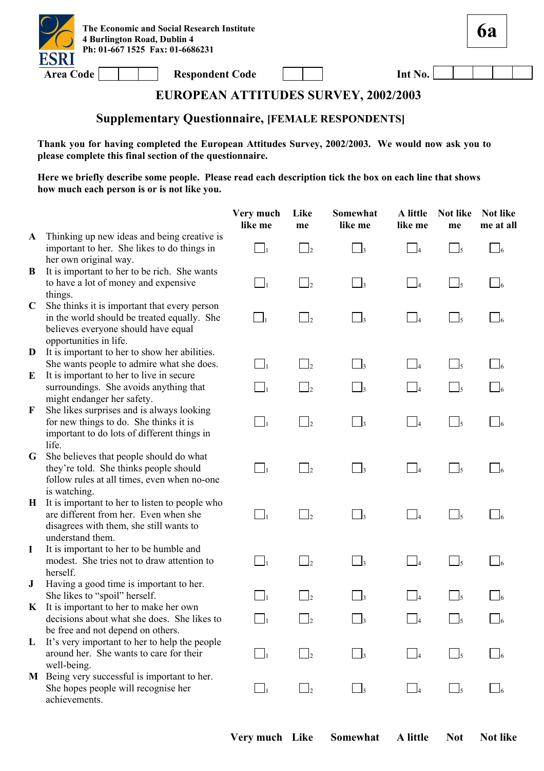The Economic and Social Research Institute
4 Burlington Road, Dublin 4
Ph: 01-667 1525 Fax: 01-6686231

ESRI

**6a**

Area Code ☐☐☐ Respondent Code ☐☐ Int No. ☐☐☐☐☐

## EUROPEAN ATTITUDES SURVEY, 2002/2003

### Supplementary Questionnaire, [FEMALE RESPONDENTS]

**Thank you for having completed the European Attitudes Survey, 2002/2003. We would now ask you to please complete this final section of the questionnaire.**

**Here we briefly describe some people. Please read each description tick the box on each line that shows how much each person is or is not like you.**

| | | Very much like me | Like me | Somewhat like me | A little like me | Not like me | Not like me at all |
|---|---|---|---|---|---|---|---|
| A | Thinking up new ideas and being creative is important to her. She likes to do things in her own original way. | ☐1 | ☐2 | ☐3 | ☐4 | ☐5 | ☐6 |
| B | It is important to her to be rich. She wants to have a lot of money and expensive things. | ☐1 | ☐2 | ☐3 | ☐4 | ☐5 | ☐6 |
| C | She thinks it is important that every person in the world should be treated equally. She believes everyone should have equal opportunities in life. | ☐1 | ☐2 | ☐3 | ☐4 | ☐5 | ☐6 |
| D | It is important to her to show her abilities. She wants people to admire what she does. | ☐1 | ☐2 | ☐3 | ☐4 | ☐5 | ☐6 |
| E | It is important to her to live in secure surroundings. She avoids anything that might endanger her safety. | ☐1 | ☐2 | ☐3 | ☐4 | ☐5 | ☐6 |
| F | She likes surprises and is always looking for new things to do. She thinks it is important to do lots of different things in life. | ☐1 | ☐2 | ☐3 | ☐4 | ☐5 | ☐6 |
| G | She believes that people should do what they're told. She thinks people should follow rules at all times, even when no-one is watching. | ☐1 | ☐2 | ☐3 | ☐4 | ☐5 | ☐6 |
| H | It is important to her to listen to people who are different from her. Even when she disagrees with them, she still wants to understand them. | ☐1 | ☐2 | ☐3 | ☐4 | ☐5 | ☐6 |
| I | It is important to her to be humble and modest. She tries not to draw attention to herself. | ☐1 | ☐2 | ☐3 | ☐4 | ☐5 | ☐6 |
| J | Having a good time is important to her. She likes to "spoil" herself. | ☐1 | ☐2 | ☐3 | ☐4 | ☐5 | ☐6 |
| K | It is important to her to make her own decisions about what she does. She likes to be free and not depend on others. | ☐1 | ☐2 | ☐3 | ☐4 | ☐5 | ☐6 |
| L | It's very important to her to help the people around her. She wants to care for their well-being. | ☐1 | ☐2 | ☐3 | ☐4 | ☐5 | ☐6 |
| M | Being very successful is important to her. She hopes people will recognise her achievements. | ☐1 | ☐2 | ☐3 | ☐4 | ☐5 | ☐6 |

**Very much Like Somewhat A little Not Not like**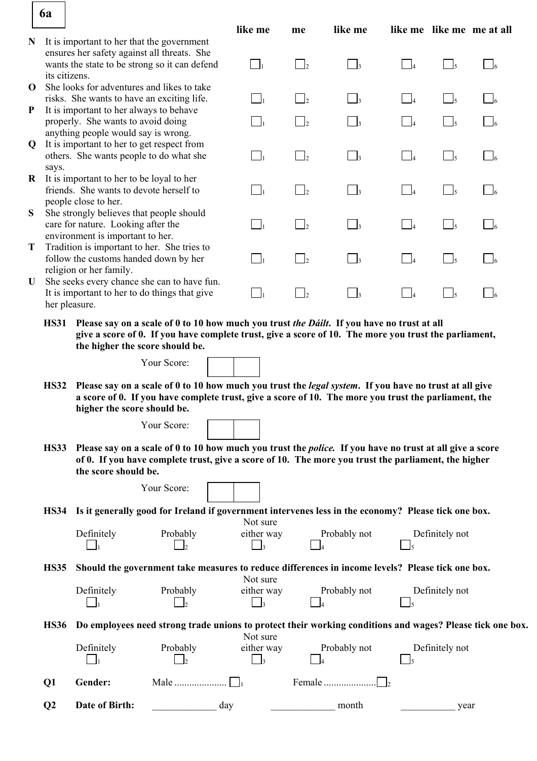**6a**

| | | like me | me | like me | like me | like me | me at all |
|---|---|---|---|---|---|---|---|
| **N** | It is important to her that the government ensures her safety against all threats. She wants the state to be strong so it can defend its citizens. | ☐1 | ☐2 | ☐3 | ☐4 | ☐5 | ☐6 |
| **O** | She looks for adventures and likes to take risks. She wants to have an exciting life. | ☐1 | ☐2 | ☐3 | ☐4 | ☐5 | ☐6 |
| **P** | It is important to her always to behave properly. She wants to avoid doing anything people would say is wrong. | ☐1 | ☐2 | ☐3 | ☐4 | ☐5 | ☐6 |
| **Q** | It is important to her to get respect from others. She wants people to do what she says. | ☐1 | ☐2 | ☐3 | ☐4 | ☐5 | ☐6 |
| **R** | It is important to her to be loyal to her friends. She wants to devote herself to people close to her. | ☐1 | ☐2 | ☐3 | ☐4 | ☐5 | ☐6 |
| **S** | She strongly believes that people should care for nature. Looking after the environment is important to her. | ☐1 | ☐2 | ☐3 | ☐4 | ☐5 | ☐6 |
| **T** | Tradition is important to her. She tries to follow the customs handed down by her religion or her family. | ☐1 | ☐2 | ☐3 | ☐4 | ☐5 | ☐6 |
| **U** | She seeks every chance she can to have fun. It is important to her to do things that give her pleasure. | ☐1 | ☐2 | ☐3 | ☐4 | ☐5 | ☐6 |

**HS31 Please say on a scale of 0 to 10 how much you trust *the Dáilt*. If you have no trust at all give a score of 0. If you have complete trust, give a score of 10. The more you trust the parliament, the higher the score should be.**

Your Score: ☐☐

**HS32 Please say on a scale of 0 to 10 how much you trust the *legal system*. If you have no trust at all give a score of 0. If you have complete trust, give a score of 10. The more you trust the parliament, the higher the score should be.**

Your Score: ☐☐

**HS33 Please say on a scale of 0 to 10 how much you trust the *police.* If you have no trust at all give a score of 0. If you have complete trust, give a score of 10. The more you trust the parliament, the higher the score should be.**

Your Score: ☐☐

**HS34 Is it generally good for Ireland if government intervenes less in the economy? Please tick one box.**

| Definitely | Probably | Not sure either way | Probably not | Definitely not |
|---|---|---|---|---|
| ☐1 | ☐2 | ☐3 | ☐4 | ☐5 |

**HS35 Should the government take measures to reduce differences in income levels? Please tick one box.**

| Definitely | Probably | Not sure either way | Probably not | Definitely not |
|---|---|---|---|---|
| ☐1 | ☐2 | ☐3 | ☐4 | ☐5 |

**HS36 Do employees need strong trade unions to protect their working conditions and wages? Please tick one box.**

| Definitely | Probably | Not sure either way | Probably not | Definitely not |
|---|---|---|---|---|
| ☐1 | ☐2 | ☐3 | ☐4 | ☐5 |

**Q1 Gender:** Male .................... ☐1 Female .................... ☐2

**Q2 Date of Birth:** _____________ day _____________ month ___________ year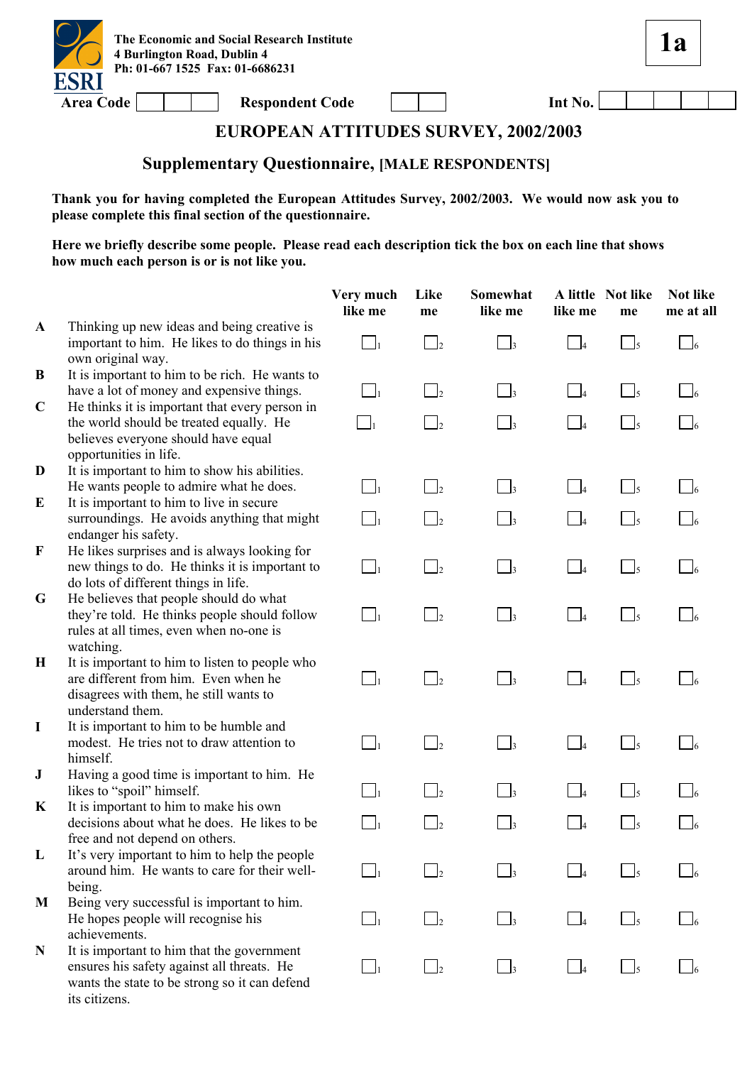The Economic and Social Research Institute
4 Burlington Road, Dublin 4
Ph: 01-667 1525 Fax: 01-6686231

**1a**

Area Code ☐☐☐ Respondent Code ☐☐ Int No. ☐☐☐☐☐

## EUROPEAN ATTITUDES SURVEY, 2002/2003

### Supplementary Questionnaire, [MALE RESPONDENTS]

**Thank you for having completed the European Attitudes Survey, 2002/2003. We would now ask you to please complete this final section of the questionnaire.**

**Here we briefly describe some people. Please read each description tick the box on each line that shows how much each person is or is not like you.**

| | | Very much like me | Like me | Somewhat like me | A little like me | Not like me | Not like me at all |
|---|---|---|---|---|---|---|---|
| **A** | Thinking up new ideas and being creative is important to him. He likes to do things in his own original way. | ☐1 | ☐2 | ☐3 | ☐4 | ☐5 | ☐6 |
| **B** | It is important to him to be rich. He wants to have a lot of money and expensive things. | ☐1 | ☐2 | ☐3 | ☐4 | ☐5 | ☐6 |
| **C** | He thinks it is important that every person in the world should be treated equally. He believes everyone should have equal opportunities in life. | ☐1 | ☐2 | ☐3 | ☐4 | ☐5 | ☐6 |
| **D** | It is important to him to show his abilities. He wants people to admire what he does. | ☐1 | ☐2 | ☐3 | ☐4 | ☐5 | ☐6 |
| **E** | It is important to him to live in secure surroundings. He avoids anything that might endanger his safety. | ☐1 | ☐2 | ☐3 | ☐4 | ☐5 | ☐6 |
| **F** | He likes surprises and is always looking for new things to do. He thinks it is important to do lots of different things in life. | ☐1 | ☐2 | ☐3 | ☐4 | ☐5 | ☐6 |
| **G** | He believes that people should do what they're told. He thinks people should follow rules at all times, even when no-one is watching. | ☐1 | ☐2 | ☐3 | ☐4 | ☐5 | ☐6 |
| **H** | It is important to him to listen to people who are different from him. Even when he disagrees with them, he still wants to understand them. | ☐1 | ☐2 | ☐3 | ☐4 | ☐5 | ☐6 |
| **I** | It is important to him to be humble and modest. He tries not to draw attention to himself. | ☐1 | ☐2 | ☐3 | ☐4 | ☐5 | ☐6 |
| **J** | Having a good time is important to him. He likes to "spoil" himself. | ☐1 | ☐2 | ☐3 | ☐4 | ☐5 | ☐6 |
| **K** | It is important to him to make his own decisions about what he does. He likes to be free and not depend on others. | ☐1 | ☐2 | ☐3 | ☐4 | ☐5 | ☐6 |
| **L** | It's very important to him to help the people around him. He wants to care for their well-being. | ☐1 | ☐2 | ☐3 | ☐4 | ☐5 | ☐6 |
| **M** | Being very successful is important to him. He hopes people will recognise his achievements. | ☐1 | ☐2 | ☐3 | ☐4 | ☐5 | ☐6 |
| **N** | It is important to him that the government ensures his safety against all threats. He wants the state to be strong so it can defend its citizens. | ☐1 | ☐2 | ☐3 | ☐4 | ☐5 | ☐6 |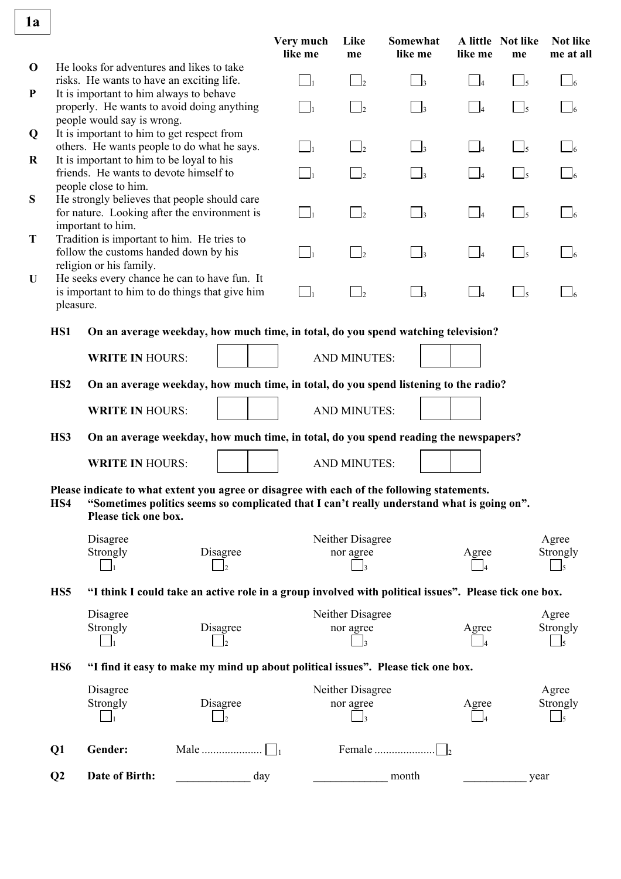**1a**

| | | Very much like me | Like me | Somewhat like me | A little like me | Not like me | Not like me at all |
|---|---|---|---|---|---|---|---|
| **O** | He looks for adventures and likes to take risks. He wants to have an exciting life. | ☐1 | ☐2 | ☐3 | ☐4 | ☐5 | ☐6 |
| **P** | It is important to him always to behave properly. He wants to avoid doing anything people would say is wrong. | ☐1 | ☐2 | ☐3 | ☐4 | ☐5 | ☐6 |
| **Q** | It is important to him to get respect from others. He wants people to do what he says. | ☐1 | ☐2 | ☐3 | ☐4 | ☐5 | ☐6 |
| **R** | It is important to him to be loyal to his friends. He wants to devote himself to people close to him. | ☐1 | ☐2 | ☐3 | ☐4 | ☐5 | ☐6 |
| **S** | He strongly believes that people should care for nature. Looking after the environment is important to him. | ☐1 | ☐2 | ☐3 | ☐4 | ☐5 | ☐6 |
| **T** | Tradition is important to him. He tries to follow the customs handed down by his religion or his family. | ☐1 | ☐2 | ☐3 | ☐4 | ☐5 | ☐6 |
| **U** | He seeks every chance he can to have fun. It is important to him to do things that give him pleasure. | ☐1 | ☐2 | ☐3 | ☐4 | ☐5 | ☐6 |

**HS1 On an average weekday, how much time, in total, do you spend watching television?**

**WRITE IN** HOURS: ☐☐ AND MINUTES: ☐☐

**HS2 On an average weekday, how much time, in total, do you spend listening to the radio?**

**WRITE IN** HOURS: ☐☐ AND MINUTES: ☐☐

**HS3 On an average weekday, how much time, in total, do you spend reading the newspapers?**

**WRITE IN** HOURS: ☐☐ AND MINUTES: ☐☐

**Please indicate to what extent you agree or disagree with each of the following statements.**

**HS4 "Sometimes politics seems so complicated that I can't really understand what is going on". Please tick one box.**

| Disagree Strongly | Disagree | Neither Disagree nor agree | Agree | Agree Strongly |
|---|---|---|---|---|
| ☐1 | ☐2 | ☐3 | ☐4 | ☐5 |

**HS5 "I think I could take an active role in a group involved with political issues". Please tick one box.**

| Disagree Strongly | Disagree | Neither Disagree nor agree | Agree | Agree Strongly |
|---|---|---|---|---|
| ☐1 | ☐2 | ☐3 | ☐4 | ☐5 |

**HS6 "I find it easy to make my mind up about political issues". Please tick one box.**

| Disagree Strongly | Disagree | Neither Disagree nor agree | Agree | Agree Strongly |
|---|---|---|---|---|
| ☐1 | ☐2 | ☐3 | ☐4 | ☐5 |

**Q1 Gender:** Male ..................... ☐1 Female ..................... ☐2

**Q2 Date of Birth:** _____________ day _____________ month ___________ year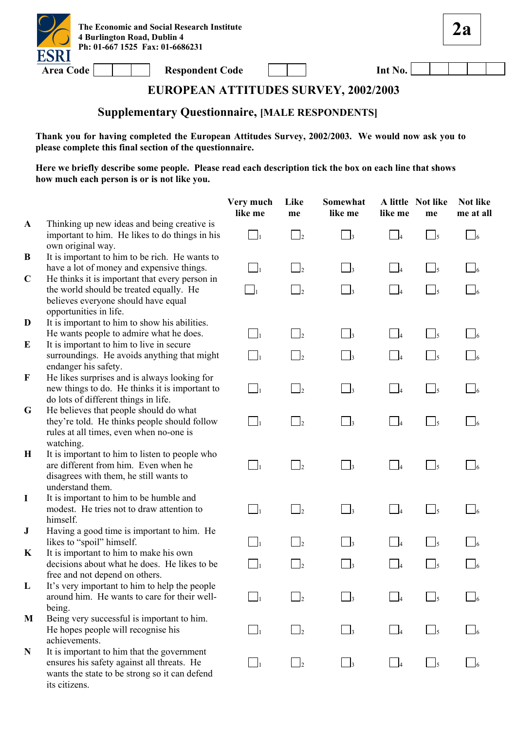**The Economic and Social Research Institute**
**4 Burlington Road, Dublin 4**
**Ph: 01-667 1525 Fax: 01-6686231**

**2a**

**Area Code** ☐☐☐ **Respondent Code** ☐☐ **Int No.** ☐☐☐☐☐

# EUROPEAN ATTITUDES SURVEY, 2002/2003

## Supplementary Questionnaire, [MALE RESPONDENTS]

**Thank you for having completed the European Attitudes Survey, 2002/2003. We would now ask you to please complete this final section of the questionnaire.**

**Here we briefly describe some people. Please read each description tick the box on each line that shows how much each person is or is not like you.**

| | | Very much like me | Like me | Somewhat like me | A little like me | Not like me | Not like me at all |
|---|---|---|---|---|---|---|---|
| **A** | Thinking up new ideas and being creative is important to him. He likes to do things in his own original way. | ☐1 | ☐2 | ☐3 | ☐4 | ☐5 | ☐6 |
| **B** | It is important to him to be rich. He wants to have a lot of money and expensive things. | ☐1 | ☐2 | ☐3 | ☐4 | ☐5 | ☐6 |
| **C** | He thinks it is important that every person in the world should be treated equally. He believes everyone should have equal opportunities in life. | ☐1 | ☐2 | ☐3 | ☐4 | ☐5 | ☐6 |
| **D** | It is important to him to show his abilities. He wants people to admire what he does. | ☐1 | ☐2 | ☐3 | ☐4 | ☐5 | ☐6 |
| **E** | It is important to him to live in secure surroundings. He avoids anything that might endanger his safety. | ☐1 | ☐2 | ☐3 | ☐4 | ☐5 | ☐6 |
| **F** | He likes surprises and is always looking for new things to do. He thinks it is important to do lots of different things in life. | ☐1 | ☐2 | ☐3 | ☐4 | ☐5 | ☐6 |
| **G** | He believes that people should do what they're told. He thinks people should follow rules at all times, even when no-one is watching. | ☐1 | ☐2 | ☐3 | ☐4 | ☐5 | ☐6 |
| **H** | It is important to him to listen to people who are different from him. Even when he disagrees with them, he still wants to understand them. | ☐1 | ☐2 | ☐3 | ☐4 | ☐5 | ☐6 |
| **I** | It is important to him to be humble and modest. He tries not to draw attention to himself. | ☐1 | ☐2 | ☐3 | ☐4 | ☐5 | ☐6 |
| **J** | Having a good time is important to him. He likes to "spoil" himself. | ☐1 | ☐2 | ☐3 | ☐4 | ☐5 | ☐6 |
| **K** | It is important to him to make his own decisions about what he does. He likes to be free and not depend on others. | ☐1 | ☐2 | ☐3 | ☐4 | ☐5 | ☐6 |
| **L** | It's very important to him to help the people around him. He wants to care for their well-being. | ☐1 | ☐2 | ☐3 | ☐4 | ☐5 | ☐6 |
| **M** | Being very successful is important to him. He hopes people will recognise his achievements. | ☐1 | ☐2 | ☐3 | ☐4 | ☐5 | ☐6 |
| **N** | It is important to him that the government ensures his safety against all threats. He wants the state to be strong so it can defend its citizens. | ☐1 | ☐2 | ☐3 | ☐4 | ☐5 | ☐6 |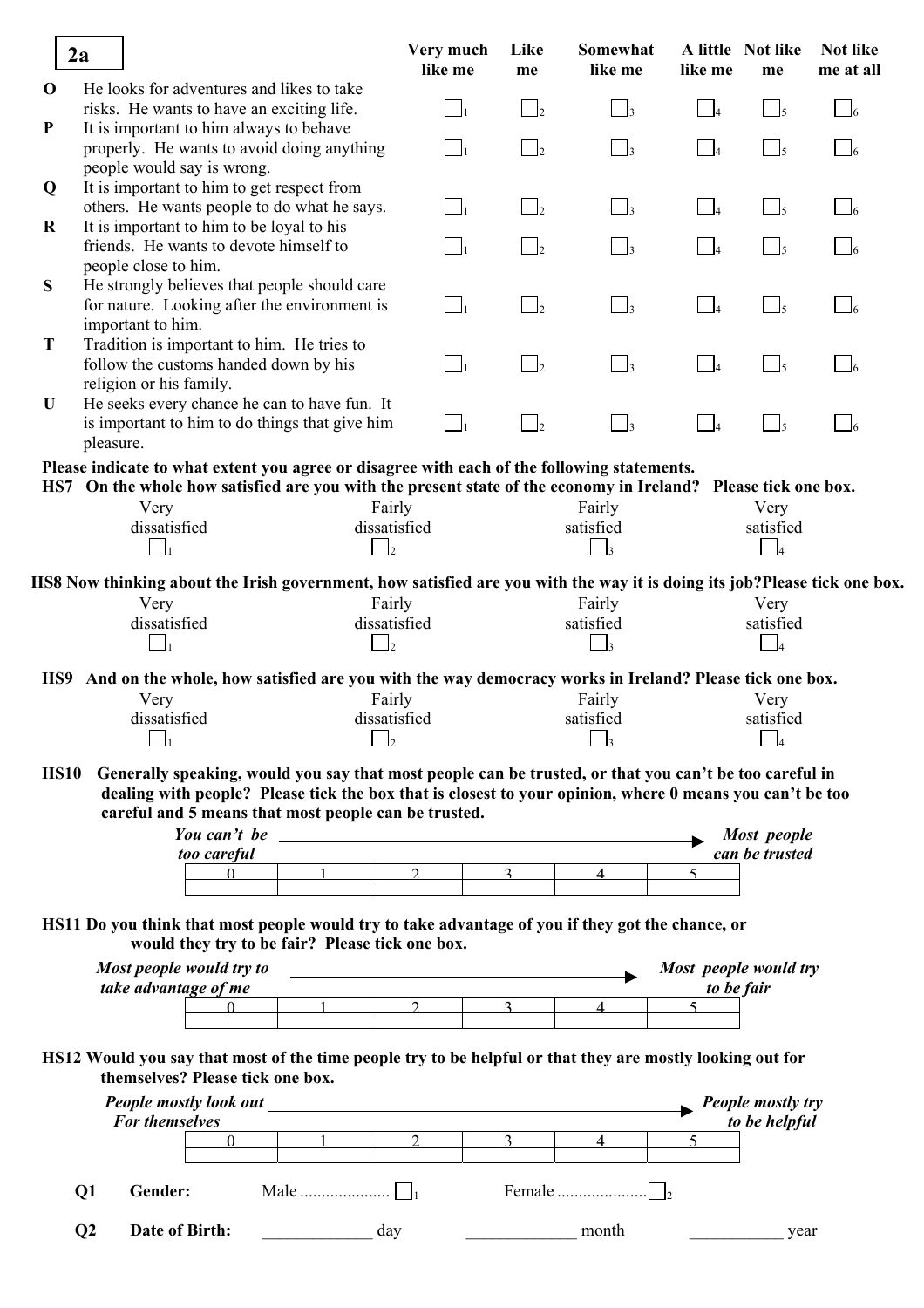**2a**

| | | Very much like me | Like me | Somewhat like me | A little like me | Not like me | Not like me at all |
|---|---|---|---|---|---|---|---|
| **O** | He looks for adventures and likes to take risks. He wants to have an exciting life. | ☐1 | ☐2 | ☐3 | ☐4 | ☐5 | ☐6 |
| **P** | It is important to him always to behave properly. He wants to avoid doing anything people would say is wrong. | ☐1 | ☐2 | ☐3 | ☐4 | ☐5 | ☐6 |
| **Q** | It is important to him to get respect from others. He wants people to do what he says. | ☐1 | ☐2 | ☐3 | ☐4 | ☐5 | ☐6 |
| **R** | It is important to him to be loyal to his friends. He wants to devote himself to people close to him. | ☐1 | ☐2 | ☐3 | ☐4 | ☐5 | ☐6 |
| **S** | He strongly believes that people should care for nature. Looking after the environment is important to him. | ☐1 | ☐2 | ☐3 | ☐4 | ☐5 | ☐6 |
| **T** | Tradition is important to him. He tries to follow the customs handed down by his religion or his family. | ☐1 | ☐2 | ☐3 | ☐4 | ☐5 | ☐6 |
| **U** | He seeks every chance he can to have fun. It is important to him to do things that give him pleasure. | ☐1 | ☐2 | ☐3 | ☐4 | ☐5 | ☐6 |

**Please indicate to what extent you agree or disagree with each of the following statements.**

**HS7 On the whole how satisfied are you with the present state of the economy in Ireland? Please tick one box.**

| Very dissatisfied | Fairly dissatisfied | Fairly satisfied | Very satisfied |
|---|---|---|---|
| ☐1 | ☐2 | ☐3 | ☐4 |

**HS8 Now thinking about the Irish government, how satisfied are you with the way it is doing its job?Please tick one box.**

| Very dissatisfied | Fairly dissatisfied | Fairly satisfied | Very satisfied |
|---|---|---|---|
| ☐1 | ☐2 | ☐3 | ☐4 |

**HS9 And on the whole, how satisfied are you with the way democracy works in Ireland? Please tick one box.**

| Very dissatisfied | Fairly dissatisfied | Fairly satisfied | Very satisfied |
|---|---|---|---|
| ☐1 | ☐2 | ☐3 | ☐4 |

**HS10 Generally speaking, would you say that most people can be trusted, or that you can't be too careful in dealing with people? Please tick the box that is closest to your opinion, where 0 means you can't be too careful and 5 means that most people can be trusted.**

***You can't be too careful*** → ***Most people can be trusted***

| 0 | 1 | 2 | 3 | 4 | 5 |
|---|---|---|---|---|---|
| | | | | | |

**HS11 Do you think that most people would try to take advantage of you if they got the chance, or would they try to be fair? Please tick one box.**

***Most people would try to take advantage of me*** → ***Most people would try to be fair***

| 0 | 1 | 2 | 3 | 4 | 5 |
|---|---|---|---|---|---|
| | | | | | |

**HS12 Would you say that most of the time people try to be helpful or that they are mostly looking out for themselves? Please tick one box.**

***People mostly look out For themselves*** → ***People mostly try to be helpful***

| 0 | 1 | 2 | 3 | 4 | 5 |
|---|---|---|---|---|---|
| | | | | | |

**Q1 Gender:** Male .................... ☐1 Female .................... ☐2

**Q2 Date of Birth:** _____________ day _____________ month ___________ year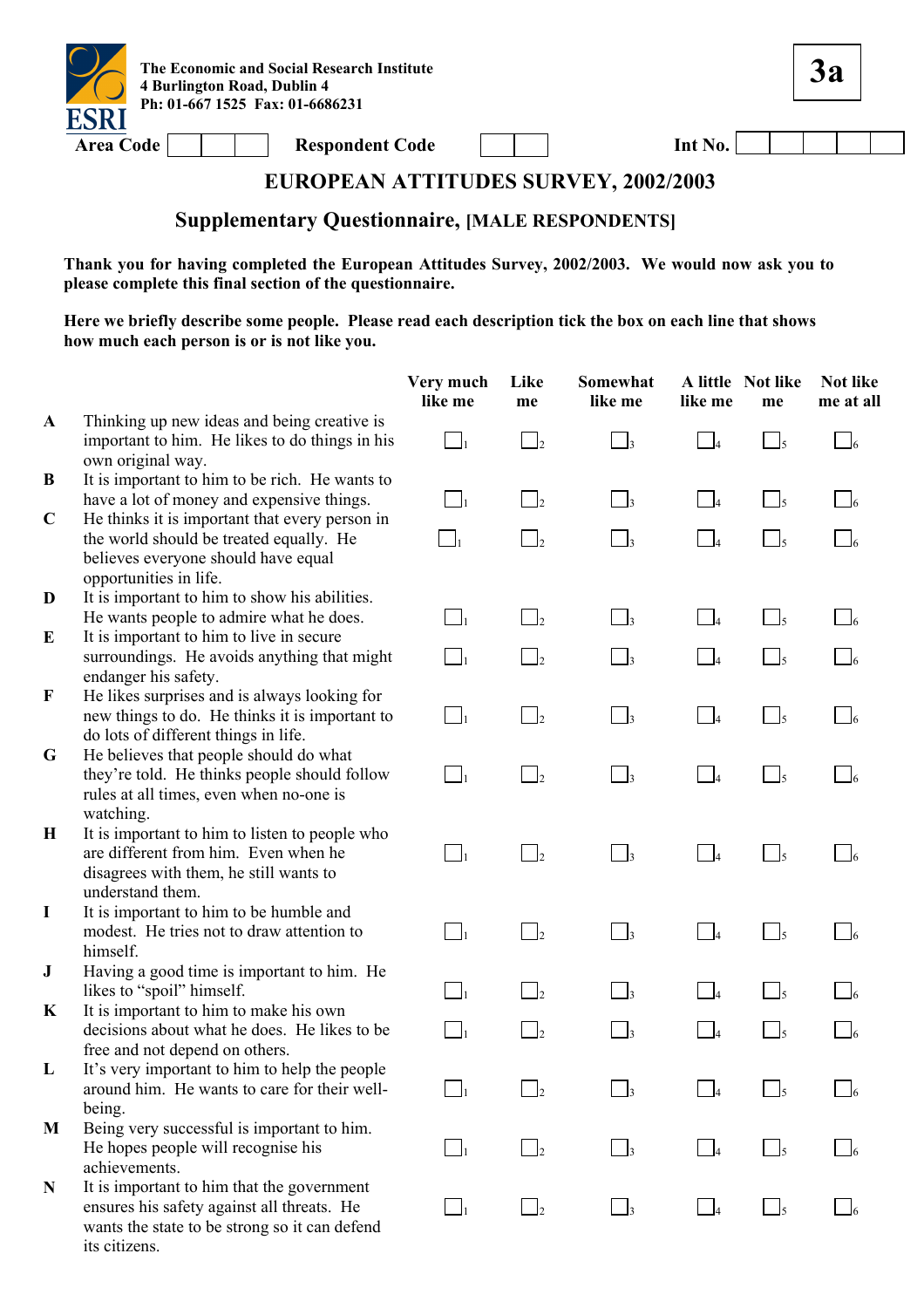The Economic and Social Research Institute
4 Burlington Road, Dublin 4
Ph: 01-667 1525 Fax: 01-6686231

**3a**

Area Code ☐☐☐ Respondent Code ☐☐ Int No. ☐☐☐☐☐

## EUROPEAN ATTITUDES SURVEY, 2002/2003

### Supplementary Questionnaire, [MALE RESPONDENTS]

**Thank you for having completed the European Attitudes Survey, 2002/2003. We would now ask you to please complete this final section of the questionnaire.**

**Here we briefly describe some people. Please read each description tick the box on each line that shows how much each person is or is not like you.**

| | | Very much like me | Like me | Somewhat like me | A little like me | Not like me | Not like me at all |
|---|---|---|---|---|---|---|---|
| **A** | Thinking up new ideas and being creative is important to him. He likes to do things in his own original way. | ☐1 | ☐2 | ☐3 | ☐4 | ☐5 | ☐6 |
| **B** | It is important to him to be rich. He wants to have a lot of money and expensive things. | ☐1 | ☐2 | ☐3 | ☐4 | ☐5 | ☐6 |
| **C** | He thinks it is important that every person in the world should be treated equally. He believes everyone should have equal opportunities in life. | ☐1 | ☐2 | ☐3 | ☐4 | ☐5 | ☐6 |
| **D** | It is important to him to show his abilities. He wants people to admire what he does. | ☐1 | ☐2 | ☐3 | ☐4 | ☐5 | ☐6 |
| **E** | It is important to him to live in secure surroundings. He avoids anything that might endanger his safety. | ☐1 | ☐2 | ☐3 | ☐4 | ☐5 | ☐6 |
| **F** | He likes surprises and is always looking for new things to do. He thinks it is important to do lots of different things in life. | ☐1 | ☐2 | ☐3 | ☐4 | ☐5 | ☐6 |
| **G** | He believes that people should do what they're told. He thinks people should follow rules at all times, even when no-one is watching. | ☐1 | ☐2 | ☐3 | ☐4 | ☐5 | ☐6 |
| **H** | It is important to him to listen to people who are different from him. Even when he disagrees with them, he still wants to understand them. | ☐1 | ☐2 | ☐3 | ☐4 | ☐5 | ☐6 |
| **I** | It is important to him to be humble and modest. He tries not to draw attention to himself. | ☐1 | ☐2 | ☐3 | ☐4 | ☐5 | ☐6 |
| **J** | Having a good time is important to him. He likes to "spoil" himself. | ☐1 | ☐2 | ☐3 | ☐4 | ☐5 | ☐6 |
| **K** | It is important to him to make his own decisions about what he does. He likes to be free and not depend on others. | ☐1 | ☐2 | ☐3 | ☐4 | ☐5 | ☐6 |
| **L** | It's very important to him to help the people around him. He wants to care for their well-being. | ☐1 | ☐2 | ☐3 | ☐4 | ☐5 | ☐6 |
| **M** | Being very successful is important to him. He hopes people will recognise his achievements. | ☐1 | ☐2 | ☐3 | ☐4 | ☐5 | ☐6 |
| **N** | It is important to him that the government ensures his safety against all threats. He wants the state to be strong so it can defend its citizens. | ☐1 | ☐2 | ☐3 | ☐4 | ☐5 | ☐6 |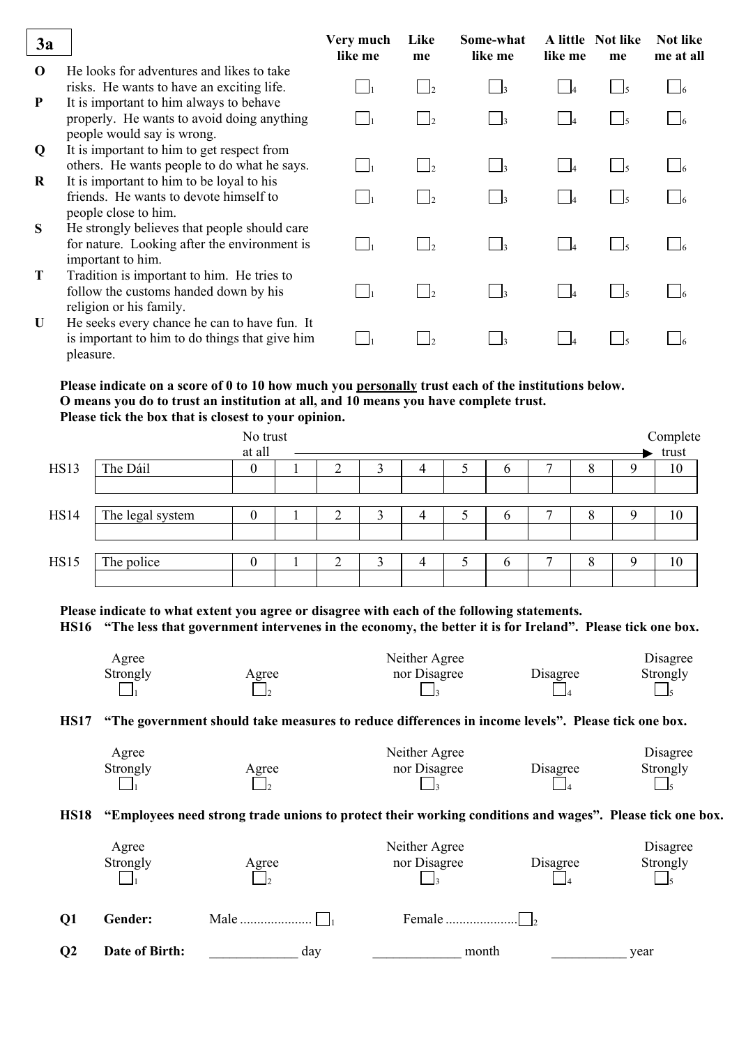**3a**

| | | Very much like me | Like me | Some-what like me | A little like me | Not like me | Not like me at all |
|---|---|---|---|---|---|---|---|
| **O** | He looks for adventures and likes to take risks. He wants to have an exciting life. | ☐1 | ☐2 | ☐3 | ☐4 | ☐5 | ☐6 |
| **P** | It is important to him always to behave properly. He wants to avoid doing anything people would say is wrong. | ☐1 | ☐2 | ☐3 | ☐4 | ☐5 | ☐6 |
| **Q** | It is important to him to get respect from others. He wants people to do what he says. | ☐1 | ☐2 | ☐3 | ☐4 | ☐5 | ☐6 |
| **R** | It is important to him to be loyal to his friends. He wants to devote himself to people close to him. | ☐1 | ☐2 | ☐3 | ☐4 | ☐5 | ☐6 |
| **S** | He strongly believes that people should care for nature. Looking after the environment is important to him. | ☐1 | ☐2 | ☐3 | ☐4 | ☐5 | ☐6 |
| **T** | Tradition is important to him. He tries to follow the customs handed down by his religion or his family. | ☐1 | ☐2 | ☐3 | ☐4 | ☐5 | ☐6 |
| **U** | He seeks every chance he can to have fun. It is important to him to do things that give him pleasure. | ☐1 | ☐2 | ☐3 | ☐4 | ☐5 | ☐6 |

**Please indicate on a score of 0 to 10 how much you personally trust each of the institutions below.**
**O means you do to trust an institution at all, and 10 means you have complete trust.**
**Please tick the box that is closest to your opinion.**

| | | No trust at all | | | | | | | | | | Complete trust |
|---|---|---|---|---|---|---|---|---|---|---|---|---|
| HS13 | The Dáil | 0 | 1 | 2 | 3 | 4 | 5 | 6 | 7 | 8 | 9 | 10 |
| HS14 | The legal system | 0 | 1 | 2 | 3 | 4 | 5 | 6 | 7 | 8 | 9 | 10 |
| HS15 | The police | 0 | 1 | 2 | 3 | 4 | 5 | 6 | 7 | 8 | 9 | 10 |

**Please indicate to what extent you agree or disagree with each of the following statements.**

**HS16 "The less that government intervenes in the economy, the better it is for Ireland". Please tick one box.**

| Agree Strongly | Agree | Neither Agree nor Disagree | Disagree | Disagree Strongly |
|---|---|---|---|---|
| ☐1 | ☐2 | ☐3 | ☐4 | ☐5 |

**HS17 "The government should take measures to reduce differences in income levels". Please tick one box.**

| Agree Strongly | Agree | Neither Agree nor Disagree | Disagree | Disagree Strongly |
|---|---|---|---|---|
| ☐1 | ☐2 | ☐3 | ☐4 | ☐5 |

**HS18 "Employees need strong trade unions to protect their working conditions and wages". Please tick one box.**

| Agree Strongly | Agree | Neither Agree nor Disagree | Disagree | Disagree Strongly |
|---|---|---|---|---|
| ☐1 | ☐2 | ☐3 | ☐4 | ☐5 |

**Q1 Gender:** Male .................... ☐1 Female .................... ☐2

**Q2 Date of Birth:** _____________ day _____________ month ___________ year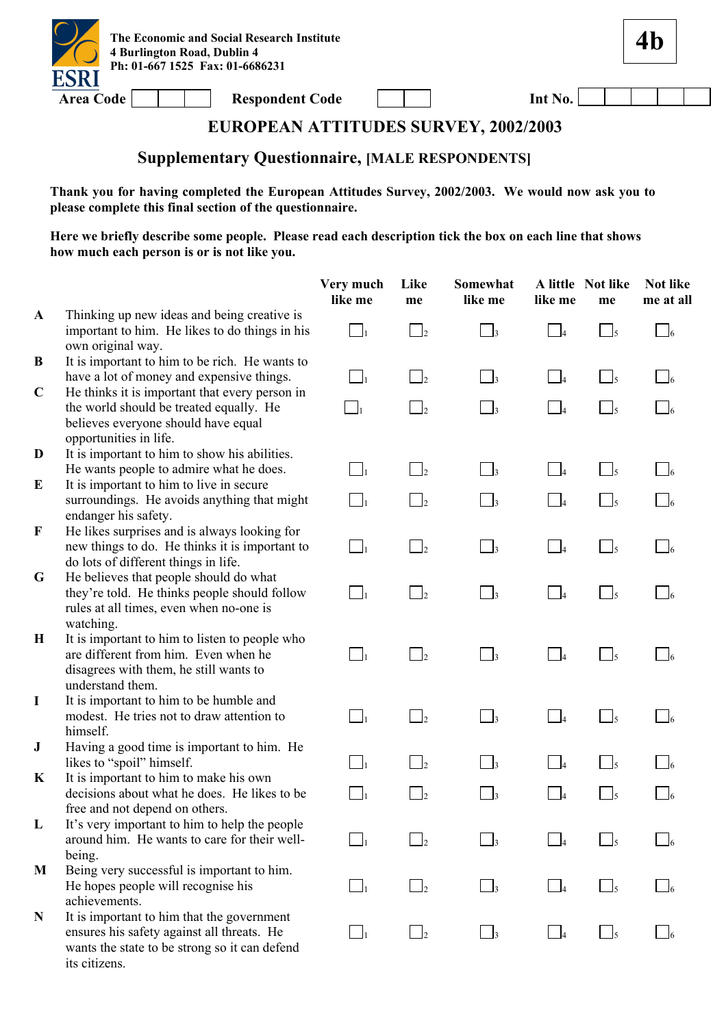The Economic and Social Research Institute
4 Burlington Road, Dublin 4
Ph: 01-667 1525 Fax: 01-6686231

ESRI

**4b**

Area Code | | | | Respondent Code | | | Int No. | | | | | |

# EUROPEAN ATTITUDES SURVEY, 2002/2003

## Supplementary Questionnaire, [MALE RESPONDENTS]

**Thank you for having completed the European Attitudes Survey, 2002/2003. We would now ask you to please complete this final section of the questionnaire.**

**Here we briefly describe some people. Please read each description tick the box on each line that shows how much each person is or is not like you.**

| | | Very much like me | Like me | Somewhat like me | A little like me | Not like me | Not like me at all |
|---|---|---|---|---|---|---|---|
| **A** | Thinking up new ideas and being creative is important to him. He likes to do things in his own original way. | ☐1 | ☐2 | ☐3 | ☐4 | ☐5 | ☐6 |
| **B** | It is important to him to be rich. He wants to have a lot of money and expensive things. | ☐1 | ☐2 | ☐3 | ☐4 | ☐5 | ☐6 |
| **C** | He thinks it is important that every person in the world should be treated equally. He believes everyone should have equal opportunities in life. | ☐1 | ☐2 | ☐3 | ☐4 | ☐5 | ☐6 |
| **D** | It is important to him to show his abilities. He wants people to admire what he does. | ☐1 | ☐2 | ☐3 | ☐4 | ☐5 | ☐6 |
| **E** | It is important to him to live in secure surroundings. He avoids anything that might endanger his safety. | ☐1 | ☐2 | ☐3 | ☐4 | ☐5 | ☐6 |
| **F** | He likes surprises and is always looking for new things to do. He thinks it is important to do lots of different things in life. | ☐1 | ☐2 | ☐3 | ☐4 | ☐5 | ☐6 |
| **G** | He believes that people should do what they're told. He thinks people should follow rules at all times, even when no-one is watching. | ☐1 | ☐2 | ☐3 | ☐4 | ☐5 | ☐6 |
| **H** | It is important to him to listen to people who are different from him. Even when he disagrees with them, he still wants to understand them. | ☐1 | ☐2 | ☐3 | ☐4 | ☐5 | ☐6 |
| **I** | It is important to him to be humble and modest. He tries not to draw attention to himself. | ☐1 | ☐2 | ☐3 | ☐4 | ☐5 | ☐6 |
| **J** | Having a good time is important to him. He likes to "spoil" himself. | ☐1 | ☐2 | ☐3 | ☐4 | ☐5 | ☐6 |
| **K** | It is important to him to make his own decisions about what he does. He likes to be free and not depend on others. | ☐1 | ☐2 | ☐3 | ☐4 | ☐5 | ☐6 |
| **L** | It's very important to him to help the people around him. He wants to care for their well-being. | ☐1 | ☐2 | ☐3 | ☐4 | ☐5 | ☐6 |
| **M** | Being very successful is important to him. He hopes people will recognise his achievements. | ☐1 | ☐2 | ☐3 | ☐4 | ☐5 | ☐6 |
| **N** | It is important to him that the government ensures his safety against all threats. He wants the state to be strong so it can defend its citizens. | ☐1 | ☐2 | ☐3 | ☐4 | ☐5 | ☐6 |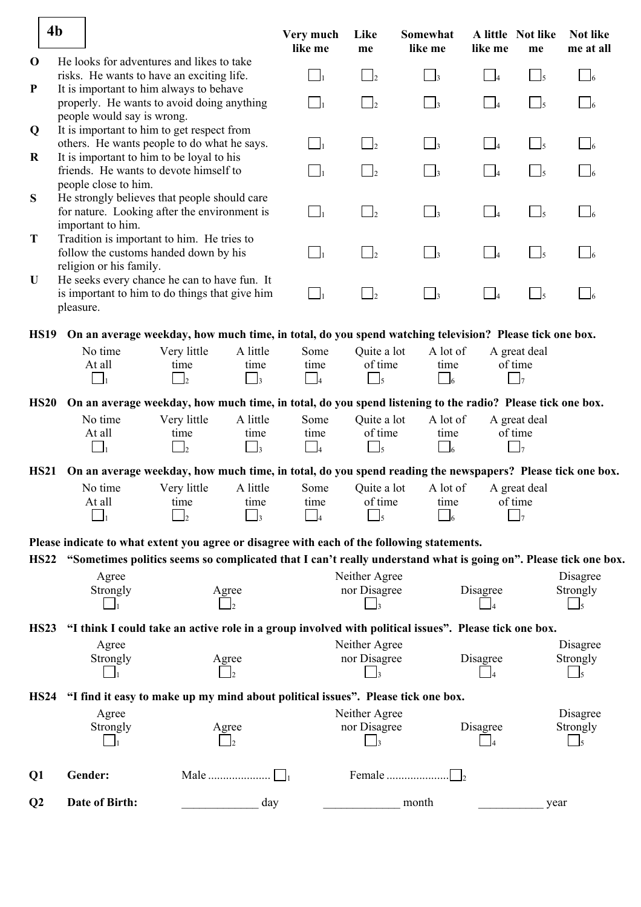**4b**

| | | Very much like me | Like me | Somewhat like me | A little like me | Not like me | Not like me at all |
|---|---|---|---|---|---|---|---|
| **O** | He looks for adventures and likes to take risks. He wants to have an exciting life. | ☐1 | ☐2 | ☐3 | ☐4 | ☐5 | ☐6 |
| **P** | It is important to him always to behave properly. He wants to avoid doing anything people would say is wrong. | ☐1 | ☐2 | ☐3 | ☐4 | ☐5 | ☐6 |
| **Q** | It is important to him to get respect from others. He wants people to do what he says. | ☐1 | ☐2 | ☐3 | ☐4 | ☐5 | ☐6 |
| **R** | It is important to him to be loyal to his friends. He wants to devote himself to people close to him. | ☐1 | ☐2 | ☐3 | ☐4 | ☐5 | ☐6 |
| **S** | He strongly believes that people should care for nature. Looking after the environment is important to him. | ☐1 | ☐2 | ☐3 | ☐4 | ☐5 | ☐6 |
| **T** | Tradition is important to him. He tries to follow the customs handed down by his religion or his family. | ☐1 | ☐2 | ☐3 | ☐4 | ☐5 | ☐6 |
| **U** | He seeks every chance he can to have fun. It is important to him to do things that give him pleasure. | ☐1 | ☐2 | ☐3 | ☐4 | ☐5 | ☐6 |

**HS19 On an average weekday, how much time, in total, do you spend watching television? Please tick one box.**

| No time At all | Very little time | A little time | Some time | Quite a lot of time | A lot of time | A great deal of time |
|---|---|---|---|---|---|---|
| ☐1 | ☐2 | ☐3 | ☐4 | ☐5 | ☐6 | ☐7 |

**HS20 On an average weekday, how much time, in total, do you spend listening to the radio? Please tick one box.**

| No time At all | Very little time | A little time | Some time | Quite a lot of time | A lot of time | A great deal of time |
|---|---|---|---|---|---|---|
| ☐1 | ☐2 | ☐3 | ☐4 | ☐5 | ☐6 | ☐7 |

**HS21 On an average weekday, how much time, in total, do you spend reading the newspapers? Please tick one box.**

| No time At all | Very little time | A little time | Some time | Quite a lot of time | A lot of time | A great deal of time |
|---|---|---|---|---|---|---|
| ☐1 | ☐2 | ☐3 | ☐4 | ☐5 | ☐6 | ☐7 |

**Please indicate to what extent you agree or disagree with each of the following statements.**

**HS22 "Sometimes politics seems so complicated that I can't really understand what is going on". Please tick one box.**

| Agree Strongly | Agree | Neither Agree nor Disagree | Disagree | Disagree Strongly |
|---|---|---|---|---|
| ☐1 | ☐2 | ☐3 | ☐4 | ☐5 |

**HS23 "I think I could take an active role in a group involved with political issues". Please tick one box.**

| Agree Strongly | Agree | Neither Agree nor Disagree | Disagree | Disagree Strongly |
|---|---|---|---|---|
| ☐1 | ☐2 | ☐3 | ☐4 | ☐5 |

**HS24 "I find it easy to make up my mind about political issues". Please tick one box.**

| Agree Strongly | Agree | Neither Agree nor Disagree | Disagree | Disagree Strongly |
|---|---|---|---|---|
| ☐1 | ☐2 | ☐3 | ☐4 | ☐5 |

**Q1 Gender:** Male .................... ☐1 Female .................... ☐2

**Q2 Date of Birth:** _____________ day _____________ month ___________ year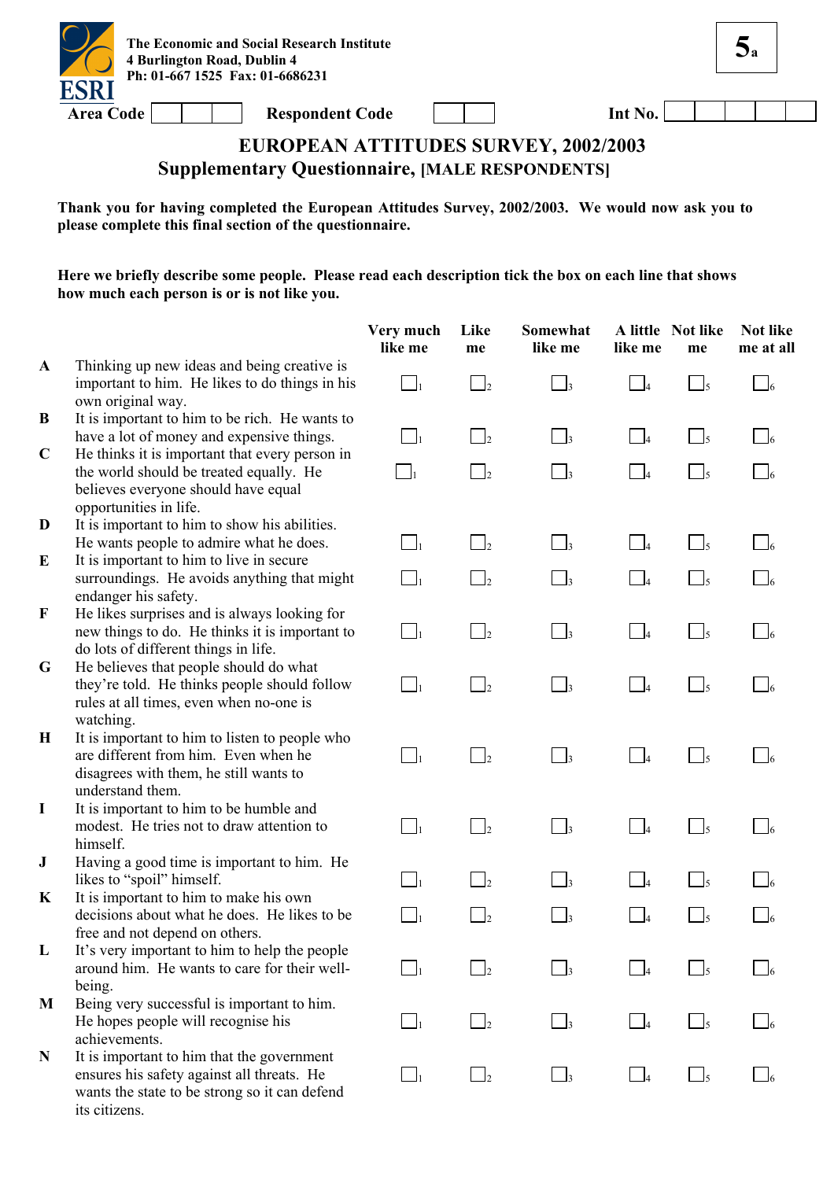The Economic and Social Research Institute
4 Burlington Road, Dublin 4
Ph: 01-667 1525 Fax: 01-6686231

ESRI

**5a**

Area Code | | | | Respondent Code | | | Int No. | | | | | |

## EUROPEAN ATTITUDES SURVEY, 2002/2003

### Supplementary Questionnaire, [MALE RESPONDENTS]

**Thank you for having completed the European Attitudes Survey, 2002/2003. We would now ask you to please complete this final section of the questionnaire.**

**Here we briefly describe some people. Please read each description tick the box on each line that shows how much each person is or is not like you.**

| | | Very much like me | Like me | Somewhat like me | A little like me | Not like me | Not like me at all |
|---|---|---|---|---|---|---|---|
| **A** | Thinking up new ideas and being creative is important to him. He likes to do things in his own original way. | ☐1 | ☐2 | ☐3 | ☐4 | ☐5 | ☐6 |
| **B** | It is important to him to be rich. He wants to have a lot of money and expensive things. | ☐1 | ☐2 | ☐3 | ☐4 | ☐5 | ☐6 |
| **C** | He thinks it is important that every person in the world should be treated equally. He believes everyone should have equal opportunities in life. | ☐1 | ☐2 | ☐3 | ☐4 | ☐5 | ☐6 |
| **D** | It is important to him to show his abilities. He wants people to admire what he does. | ☐1 | ☐2 | ☐3 | ☐4 | ☐5 | ☐6 |
| **E** | It is important to him to live in secure surroundings. He avoids anything that might endanger his safety. | ☐1 | ☐2 | ☐3 | ☐4 | ☐5 | ☐6 |
| **F** | He likes surprises and is always looking for new things to do. He thinks it is important to do lots of different things in life. | ☐1 | ☐2 | ☐3 | ☐4 | ☐5 | ☐6 |
| **G** | He believes that people should do what they're told. He thinks people should follow rules at all times, even when no-one is watching. | ☐1 | ☐2 | ☐3 | ☐4 | ☐5 | ☐6 |
| **H** | It is important to him to listen to people who are different from him. Even when he disagrees with them, he still wants to understand them. | ☐1 | ☐2 | ☐3 | ☐4 | ☐5 | ☐6 |
| **I** | It is important to him to be humble and modest. He tries not to draw attention to himself. | ☐1 | ☐2 | ☐3 | ☐4 | ☐5 | ☐6 |
| **J** | Having a good time is important to him. He likes to "spoil" himself. | ☐1 | ☐2 | ☐3 | ☐4 | ☐5 | ☐6 |
| **K** | It is important to him to make his own decisions about what he does. He likes to be free and not depend on others. | ☐1 | ☐2 | ☐3 | ☐4 | ☐5 | ☐6 |
| **L** | It's very important to him to help the people around him. He wants to care for their well-being. | ☐1 | ☐2 | ☐3 | ☐4 | ☐5 | ☐6 |
| **M** | Being very successful is important to him. He hopes people will recognise his achievements. | ☐1 | ☐2 | ☐3 | ☐4 | ☐5 | ☐6 |
| **N** | It is important to him that the government ensures his safety against all threats. He wants the state to be strong so it can defend its citizens. | ☐1 | ☐2 | ☐3 | ☐4 | ☐5 | ☐6 |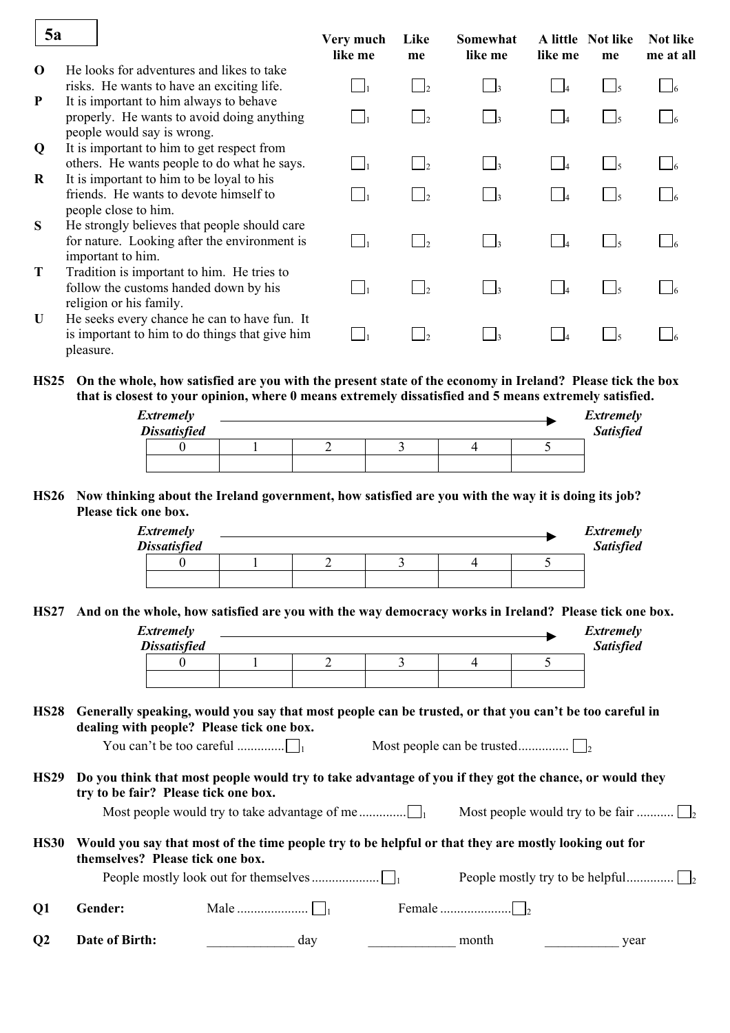**5a**

| | | Very much like me | Like me | Somewhat like me | A little like me | Not like me | Not like me at all |
|---|---|---|---|---|---|---|---|
| **O** | He looks for adventures and likes to take risks. He wants to have an exciting life. | ☐1 | ☐2 | ☐3 | ☐4 | ☐5 | ☐6 |
| **P** | It is important to him always to behave properly. He wants to avoid doing anything people would say is wrong. | ☐1 | ☐2 | ☐3 | ☐4 | ☐5 | ☐6 |
| **Q** | It is important to him to get respect from others. He wants people to do what he says. | ☐1 | ☐2 | ☐3 | ☐4 | ☐5 | ☐6 |
| **R** | It is important to him to be loyal to his friends. He wants to devote himself to people close to him. | ☐1 | ☐2 | ☐3 | ☐4 | ☐5 | ☐6 |
| **S** | He strongly believes that people should care for nature. Looking after the environment is important to him. | ☐1 | ☐2 | ☐3 | ☐4 | ☐5 | ☐6 |
| **T** | Tradition is important to him. He tries to follow the customs handed down by his religion or his family. | ☐1 | ☐2 | ☐3 | ☐4 | ☐5 | ☐6 |
| **U** | He seeks every chance he can to have fun. It is important to him to do things that give him pleasure. | ☐1 | ☐2 | ☐3 | ☐4 | ☐5 | ☐6 |

**HS25 On the whole, how satisfied are you with the present state of the economy in Ireland? Please tick the box that is closest to your opinion, where 0 means extremely dissatisfied and 5 means extremely satisfied.**

*Extremely Dissatisfied* → *Extremely Satisfied*

| 0 | 1 | 2 | 3 | 4 | 5 |
|---|---|---|---|---|---|
| | | | | | |

**HS26 Now thinking about the Ireland government, how satisfied are you with the way it is doing its job? Please tick one box.**

*Extremely Dissatisfied* → *Extremely Satisfied*

| 0 | 1 | 2 | 3 | 4 | 5 |
|---|---|---|---|---|---|
| | | | | | |

**HS27 And on the whole, how satisfied are you with the way democracy works in Ireland? Please tick one box.**

*Extremely Dissatisfied* → *Extremely Satisfied*

| 0 | 1 | 2 | 3 | 4 | 5 |
|---|---|---|---|---|---|
| | | | | | |

**HS28 Generally speaking, would you say that most people can be trusted, or that you can't be too careful in dealing with people? Please tick one box.**

You can't be too careful .............. ☐1 Most people can be trusted.............. ☐2

**HS29 Do you think that most people would try to take advantage of you if they got the chance, or would they try to be fair? Please tick one box.**

Most people would try to take advantage of me.............. ☐1 Most people would try to be fair ........... ☐2

**HS30 Would you say that most of the time people try to be helpful or that they are mostly looking out for themselves? Please tick one box.**

People mostly look out for themselves.................... ☐1 People mostly try to be helpful.............. ☐2

**Q1 Gender:** Male ..................... ☐1 Female ..................... ☐2

**Q2 Date of Birth:** _____________ day _____________ month ___________ year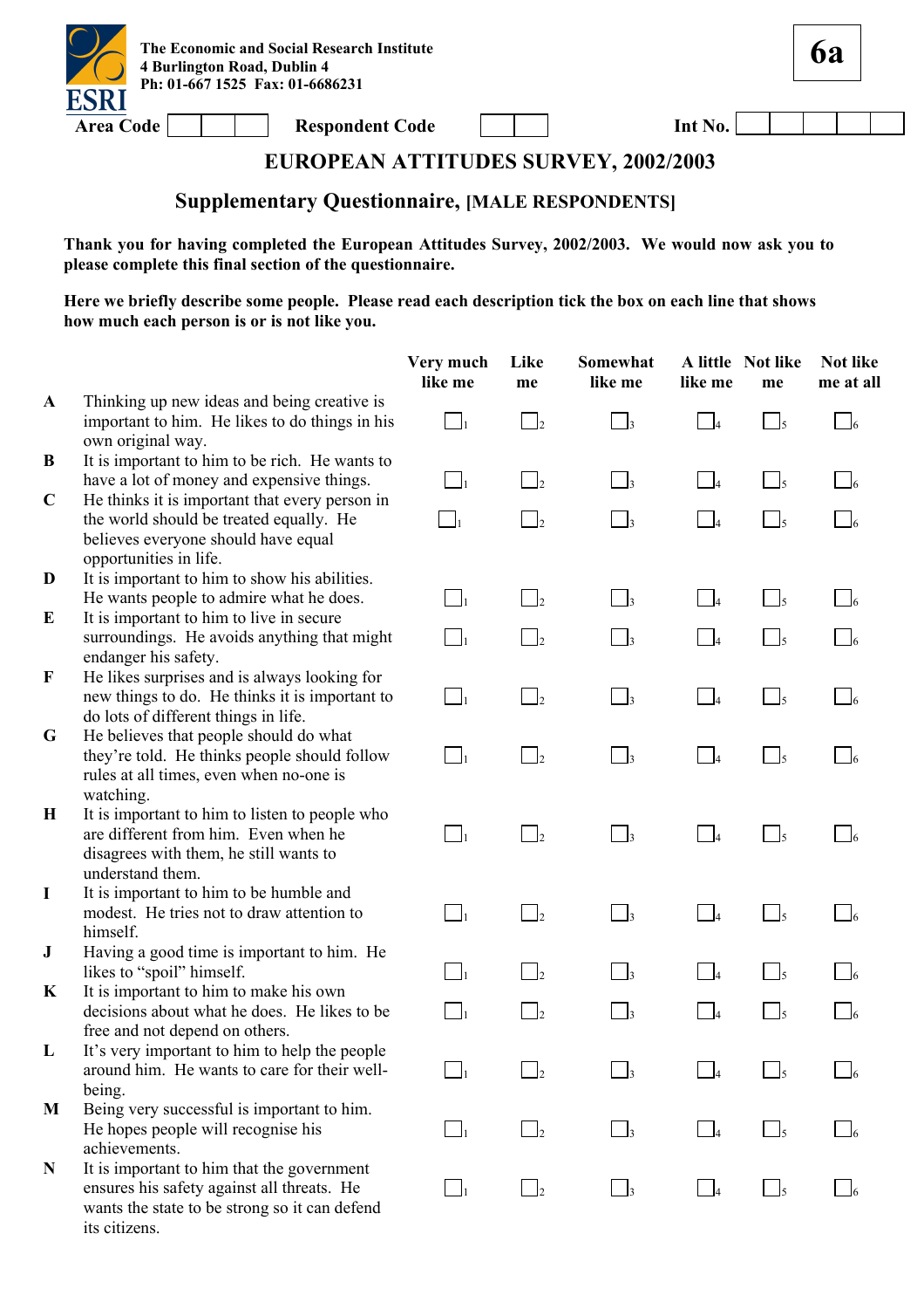The Economic and Social Research Institute
4 Burlington Road, Dublin 4
Ph: 01-667 1525 Fax: 01-6686231

**6a**

Area Code | | | | Respondent Code | | | Int No. | | | | | |

# EUROPEAN ATTITUDES SURVEY, 2002/2003

## Supplementary Questionnaire, [MALE RESPONDENTS]

**Thank you for having completed the European Attitudes Survey, 2002/2003. We would now ask you to please complete this final section of the questionnaire.**

**Here we briefly describe some people. Please read each description tick the box on each line that shows how much each person is or is not like you.**

| | | Very much like me | Like me | Somewhat like me | A little like me | Not like me | Not like me at all |
|---|---|---|---|---|---|---|---|
| A | Thinking up new ideas and being creative is important to him. He likes to do things in his own original way. | ☐1 | ☐2 | ☐3 | ☐4 | ☐5 | ☐6 |
| B | It is important to him to be rich. He wants to have a lot of money and expensive things. | ☐1 | ☐2 | ☐3 | ☐4 | ☐5 | ☐6 |
| C | He thinks it is important that every person in the world should be treated equally. He believes everyone should have equal opportunities in life. | ☐1 | ☐2 | ☐3 | ☐4 | ☐5 | ☐6 |
| D | It is important to him to show his abilities. He wants people to admire what he does. | ☐1 | ☐2 | ☐3 | ☐4 | ☐5 | ☐6 |
| E | It is important to him to live in secure surroundings. He avoids anything that might endanger his safety. | ☐1 | ☐2 | ☐3 | ☐4 | ☐5 | ☐6 |
| F | He likes surprises and is always looking for new things to do. He thinks it is important to do lots of different things in life. | ☐1 | ☐2 | ☐3 | ☐4 | ☐5 | ☐6 |
| G | He believes that people should do what they're told. He thinks people should follow rules at all times, even when no-one is watching. | ☐1 | ☐2 | ☐3 | ☐4 | ☐5 | ☐6 |
| H | It is important to him to listen to people who are different from him. Even when he disagrees with them, he still wants to understand them. | ☐1 | ☐2 | ☐3 | ☐4 | ☐5 | ☐6 |
| I | It is important to him to be humble and modest. He tries not to draw attention to himself. | ☐1 | ☐2 | ☐3 | ☐4 | ☐5 | ☐6 |
| J | Having a good time is important to him. He likes to "spoil" himself. | ☐1 | ☐2 | ☐3 | ☐4 | ☐5 | ☐6 |
| K | It is important to him to make his own decisions about what he does. He likes to be free and not depend on others. | ☐1 | ☐2 | ☐3 | ☐4 | ☐5 | ☐6 |
| L | It's very important to him to help the people around him. He wants to care for their well-being. | ☐1 | ☐2 | ☐3 | ☐4 | ☐5 | ☐6 |
| M | Being very successful is important to him. He hopes people will recognise his achievements. | ☐1 | ☐2 | ☐3 | ☐4 | ☐5 | ☐6 |
| N | It is important to him that the government ensures his safety against all threats. He wants the state to be strong so it can defend its citizens. | ☐1 | ☐2 | ☐3 | ☐4 | ☐5 | ☐6 |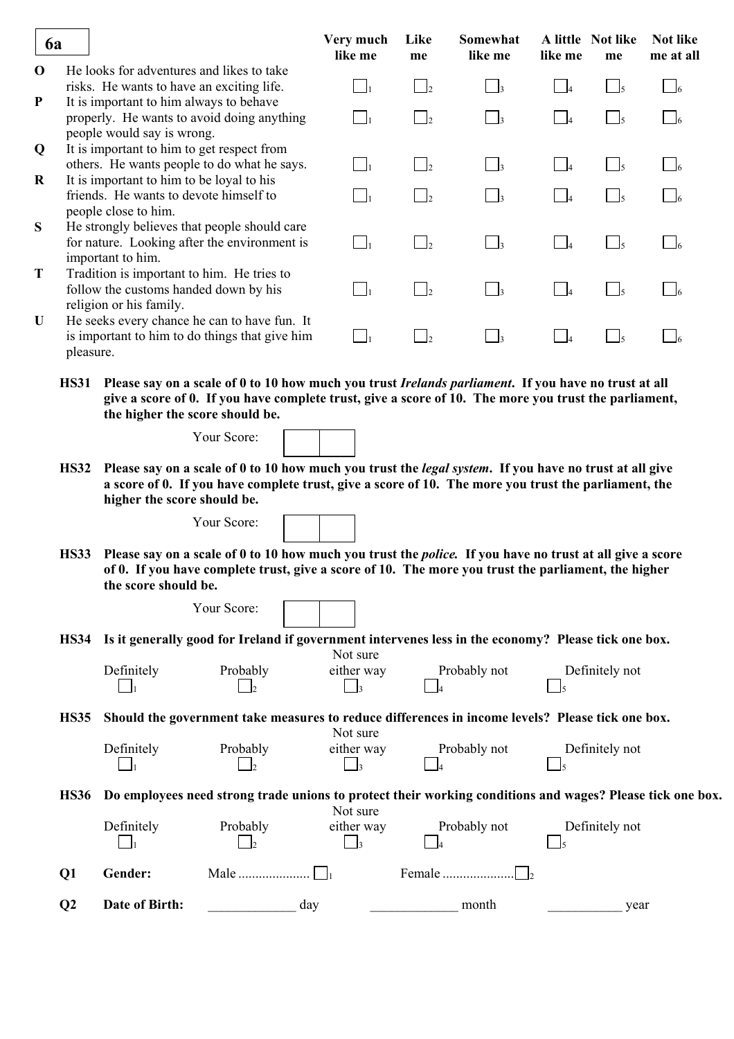**6a**

| | | Very much like me | Like me | Somewhat like me | A little like me | Not like me | Not like me at all |
|---|---|---|---|---|---|---|---|
| **O** | He looks for adventures and likes to take risks. He wants to have an exciting life. | ☐1 | ☐2 | ☐3 | ☐4 | ☐5 | ☐6 |
| **P** | It is important to him always to behave properly. He wants to avoid doing anything people would say is wrong. | ☐1 | ☐2 | ☐3 | ☐4 | ☐5 | ☐6 |
| **Q** | It is important to him to get respect from others. He wants people to do what he says. | ☐1 | ☐2 | ☐3 | ☐4 | ☐5 | ☐6 |
| **R** | It is important to him to be loyal to his friends. He wants to devote himself to people close to him. | ☐1 | ☐2 | ☐3 | ☐4 | ☐5 | ☐6 |
| **S** | He strongly believes that people should care for nature. Looking after the environment is important to him. | ☐1 | ☐2 | ☐3 | ☐4 | ☐5 | ☐6 |
| **T** | Tradition is important to him. He tries to follow the customs handed down by his religion or his family. | ☐1 | ☐2 | ☐3 | ☐4 | ☐5 | ☐6 |
| **U** | He seeks every chance he can to have fun. It is important to him to do things that give him pleasure. | ☐1 | ☐2 | ☐3 | ☐4 | ☐5 | ☐6 |

**HS31 Please say on a scale of 0 to 10 how much you trust *Irelands parliament*. If you have no trust at all give a score of 0. If you have complete trust, give a score of 10. The more you trust the parliament, the higher the score should be.**

Your Score: ☐☐

**HS32 Please say on a scale of 0 to 10 how much you trust the *legal system*. If you have no trust at all give a score of 0. If you have complete trust, give a score of 10. The more you trust the parliament, the higher the score should be.**

Your Score: ☐☐

**HS33 Please say on a scale of 0 to 10 how much you trust the *police.* If you have no trust at all give a score of 0. If you have complete trust, give a score of 10. The more you trust the parliament, the higher the score should be.**

Your Score: ☐☐

**HS34 Is it generally good for Ireland if government intervenes less in the economy? Please tick one box.**

| Definitely | Probably | Not sure either way | Probably not | Definitely not |
|---|---|---|---|---|
| ☐1 | ☐2 | ☐3 | ☐4 | ☐5 |

**HS35 Should the government take measures to reduce differences in income levels? Please tick one box.**

| Definitely | Probably | Not sure either way | Probably not | Definitely not |
|---|---|---|---|---|
| ☐1 | ☐2 | ☐3 | ☐4 | ☐5 |

**HS36 Do employees need strong trade unions to protect their working conditions and wages? Please tick one box.**

| Definitely | Probably | Not sure either way | Probably not | Definitely not |
|---|---|---|---|---|
| ☐1 | ☐2 | ☐3 | ☐4 | ☐5 |

**Q1 Gender:** Male .................... ☐1 Female .................... ☐2

**Q2 Date of Birth:** _____________ day _____________ month ___________ year